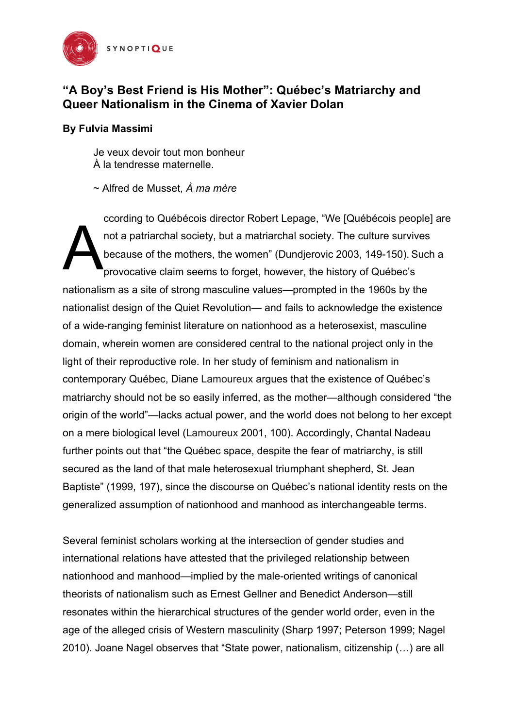# "A Boy's Best Friend is His Mother": Québec's Matriarchy and Queer Nationalism in the Cinema of Xavier Dolan

**By Fulvia Massimi**

> Je veux devoir tout mon bonheur
> À la tendresse maternelle.
>
> ~ Alfred de Musset, *À ma mère*

According to Québécois director Robert Lepage, "We [Québécois people] are not a patriarchal society, but a matriarchal society. The culture survives because of the mothers, the women" (Dundjerovic 2003, 149-150). Such a provocative claim seems to forget, however, the history of Québec's nationalism as a site of strong masculine values—prompted in the 1960s by the nationalist design of the Quiet Revolution— and fails to acknowledge the existence of a wide-ranging feminist literature on nationhood as a heterosexist, masculine domain, wherein women are considered central to the national project only in the light of their reproductive role. In her study of feminism and nationalism in contemporary Québec, Diane Lamoureux argues that the existence of Québec's matriarchy should not be so easily inferred, as the mother—although considered "the origin of the world"—lacks actual power, and the world does not belong to her except on a mere biological level (Lamoureux 2001, 100). Accordingly, Chantal Nadeau further points out that "the Québec space, despite the fear of matriarchy, is still secured as the land of that male heterosexual triumphant shepherd, St. Jean Baptiste" (1999, 197), since the discourse on Québec's national identity rests on the generalized assumption of nationhood and manhood as interchangeable terms.

Several feminist scholars working at the intersection of gender studies and international relations have attested that the privileged relationship between nationhood and manhood—implied by the male-oriented writings of canonical theorists of nationalism such as Ernest Gellner and Benedict Anderson—still resonates within the hierarchical structures of the gender world order, even in the age of the alleged crisis of Western masculinity (Sharp 1997; Peterson 1999; Nagel 2010). Joane Nagel observes that "State power, nationalism, citizenship (…) are all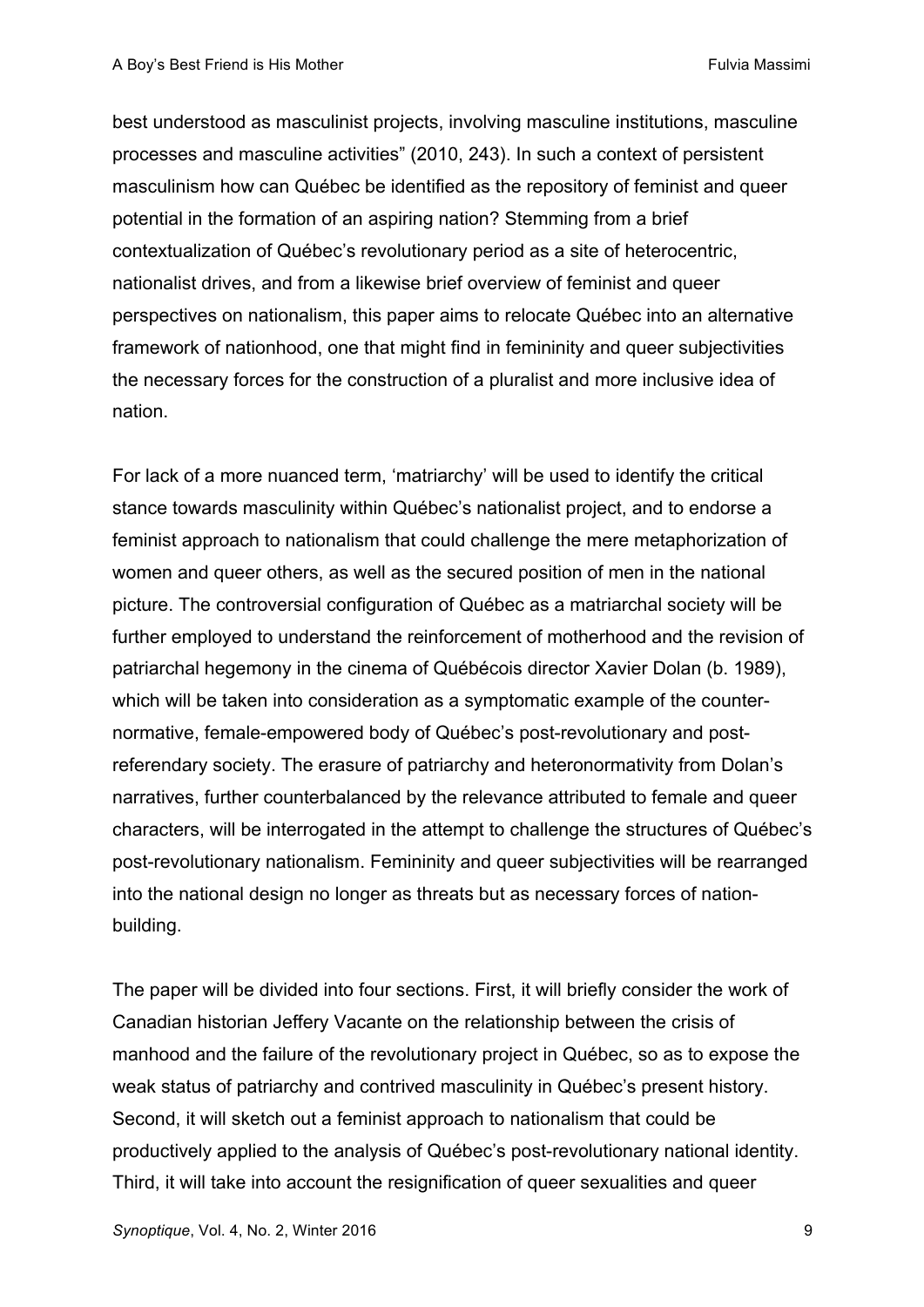best understood as masculinist projects, involving masculine institutions, masculine processes and masculine activities" (2010, 243). In such a context of persistent masculinism how can Québec be identified as the repository of feminist and queer potential in the formation of an aspiring nation? Stemming from a brief contextualization of Québec's revolutionary period as a site of heterocentric, nationalist drives, and from a likewise brief overview of feminist and queer perspectives on nationalism, this paper aims to relocate Québec into an alternative framework of nationhood, one that might find in femininity and queer subjectivities the necessary forces for the construction of a pluralist and more inclusive idea of nation.

For lack of a more nuanced term, 'matriarchy' will be used to identify the critical stance towards masculinity within Québec's nationalist project, and to endorse a feminist approach to nationalism that could challenge the mere metaphorization of women and queer others, as well as the secured position of men in the national picture. The controversial configuration of Québec as a matriarchal society will be further employed to understand the reinforcement of motherhood and the revision of patriarchal hegemony in the cinema of Québécois director Xavier Dolan (b. 1989), which will be taken into consideration as a symptomatic example of the counter-normative, female-empowered body of Québec's post-revolutionary and post-referendary society. The erasure of patriarchy and heteronormativity from Dolan's narratives, further counterbalanced by the relevance attributed to female and queer characters, will be interrogated in the attempt to challenge the structures of Québec's post-revolutionary nationalism. Femininity and queer subjectivities will be rearranged into the national design no longer as threats but as necessary forces of nation-building.

The paper will be divided into four sections. First, it will briefly consider the work of Canadian historian Jeffery Vacante on the relationship between the crisis of manhood and the failure of the revolutionary project in Québec, so as to expose the weak status of patriarchy and contrived masculinity in Québec's present history. Second, it will sketch out a feminist approach to nationalism that could be productively applied to the analysis of Québec's post-revolutionary national identity. Third, it will take into account the resignification of queer sexualities and queer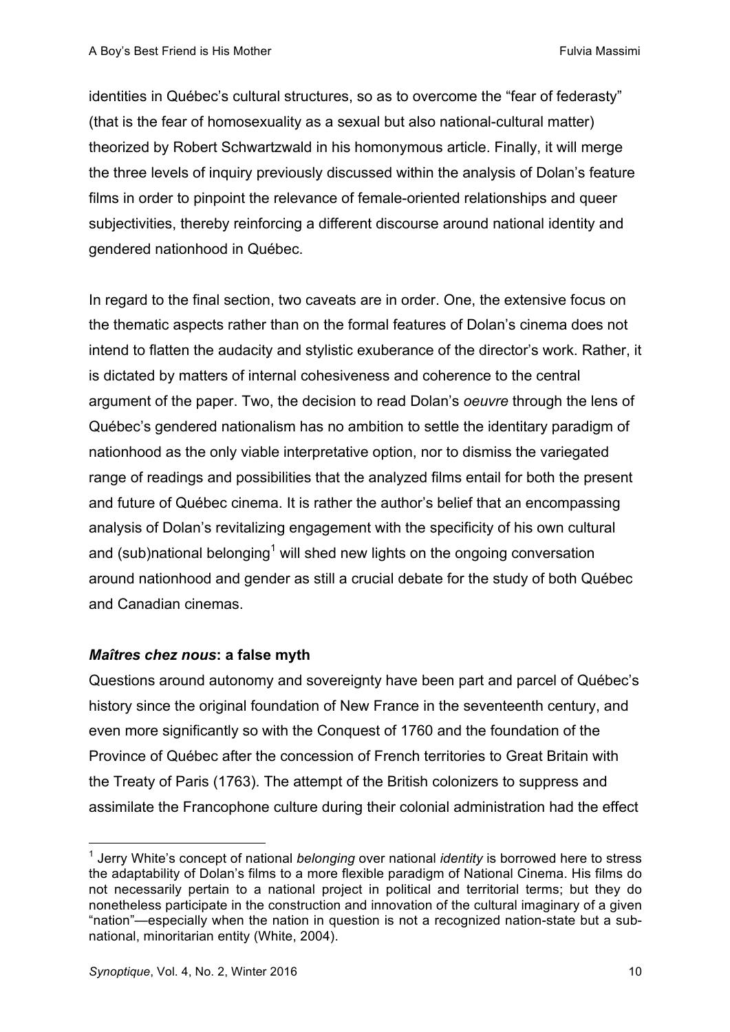identities in Québec's cultural structures, so as to overcome the "fear of federasty" (that is the fear of homosexuality as a sexual but also national-cultural matter) theorized by Robert Schwartzwald in his homonymous article. Finally, it will merge the three levels of inquiry previously discussed within the analysis of Dolan's feature films in order to pinpoint the relevance of female-oriented relationships and queer subjectivities, thereby reinforcing a different discourse around national identity and gendered nationhood in Québec.

In regard to the final section, two caveats are in order. One, the extensive focus on the thematic aspects rather than on the formal features of Dolan's cinema does not intend to flatten the audacity and stylistic exuberance of the director's work. Rather, it is dictated by matters of internal cohesiveness and coherence to the central argument of the paper. Two, the decision to read Dolan's *oeuvre* through the lens of Québec's gendered nationalism has no ambition to settle the identitary paradigm of nationhood as the only viable interpretative option, nor to dismiss the variegated range of readings and possibilities that the analyzed films entail for both the present and future of Québec cinema. It is rather the author's belief that an encompassing analysis of Dolan's revitalizing engagement with the specificity of his own cultural and (sub)national belonging[1] will shed new lights on the ongoing conversation around nationhood and gender as still a crucial debate for the study of both Québec and Canadian cinemas.

### ***Maîtres chez nous*: a false myth**

Questions around autonomy and sovereignty have been part and parcel of Québec's history since the original foundation of New France in the seventeenth century, and even more significantly so with the Conquest of 1760 and the foundation of the Province of Québec after the concession of French territories to Great Britain with the Treaty of Paris (1763). The attempt of the British colonizers to suppress and assimilate the Francophone culture during their colonial administration had the effect

---

[1] Jerry White's concept of national *belonging* over national *identity* is borrowed here to stress the adaptability of Dolan's films to a more flexible paradigm of National Cinema. His films do not necessarily pertain to a national project in political and territorial terms; but they do nonetheless participate in the construction and innovation of the cultural imaginary of a given "nation"—especially when the nation in question is not a recognized nation-state but a sub-national, minoritarian entity (White, 2004).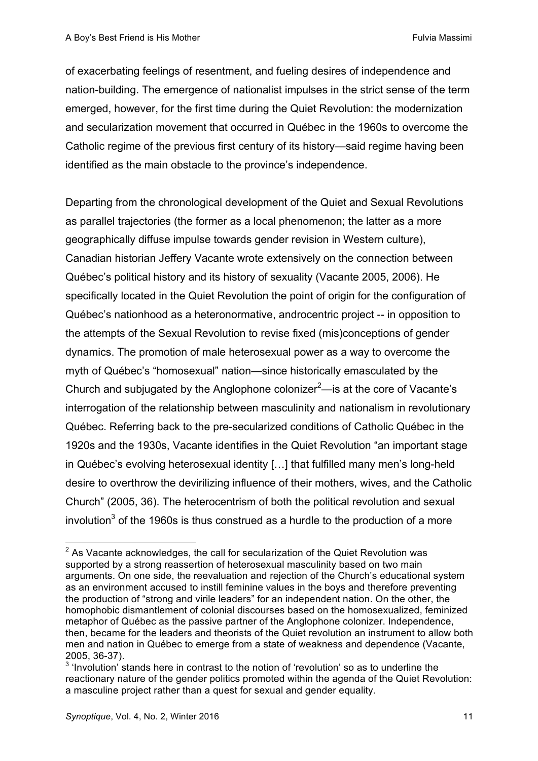of exacerbating feelings of resentment, and fueling desires of independence and nation-building. The emergence of nationalist impulses in the strict sense of the term emerged, however, for the first time during the Quiet Revolution: the modernization and secularization movement that occurred in Québec in the 1960s to overcome the Catholic regime of the previous first century of its history—said regime having been identified as the main obstacle to the province's independence.

Departing from the chronological development of the Quiet and Sexual Revolutions as parallel trajectories (the former as a local phenomenon; the latter as a more geographically diffuse impulse towards gender revision in Western culture), Canadian historian Jeffery Vacante wrote extensively on the connection between Québec's political history and its history of sexuality (Vacante 2005, 2006). He specifically located in the Quiet Revolution the point of origin for the configuration of Québec's nationhood as a heteronormative, androcentric project -- in opposition to the attempts of the Sexual Revolution to revise fixed (mis)conceptions of gender dynamics. The promotion of male heterosexual power as a way to overcome the myth of Québec's "homosexual" nation—since historically emasculated by the Church and subjugated by the Anglophone colonizer[2]—is at the core of Vacante's interrogation of the relationship between masculinity and nationalism in revolutionary Québec. Referring back to the pre-secularized conditions of Catholic Québec in the 1920s and the 1930s, Vacante identifies in the Quiet Revolution "an important stage in Québec's evolving heterosexual identity […] that fulfilled many men's long-held desire to overthrow the devirilizing influence of their mothers, wives, and the Catholic Church" (2005, 36). The heterocentrism of both the political revolution and sexual involution[3] of the 1960s is thus construed as a hurdle to the production of a more

---

[2] As Vacante acknowledges, the call for secularization of the Quiet Revolution was supported by a strong reassertion of heterosexual masculinity based on two main arguments. On one side, the reevaluation and rejection of the Church's educational system as an environment accused to instill feminine values in the boys and therefore preventing the production of "strong and virile leaders" for an independent nation. On the other, the homophobic dismantlement of colonial discourses based on the homosexualized, feminized metaphor of Québec as the passive partner of the Anglophone colonizer. Independence, then, became for the leaders and theorists of the Quiet revolution an instrument to allow both men and nation in Québec to emerge from a state of weakness and dependence (Vacante, 2005, 36-37).

[3] 'Involution' stands here in contrast to the notion of 'revolution' so as to underline the reactionary nature of the gender politics promoted within the agenda of the Quiet Revolution: a masculine project rather than a quest for sexual and gender equality.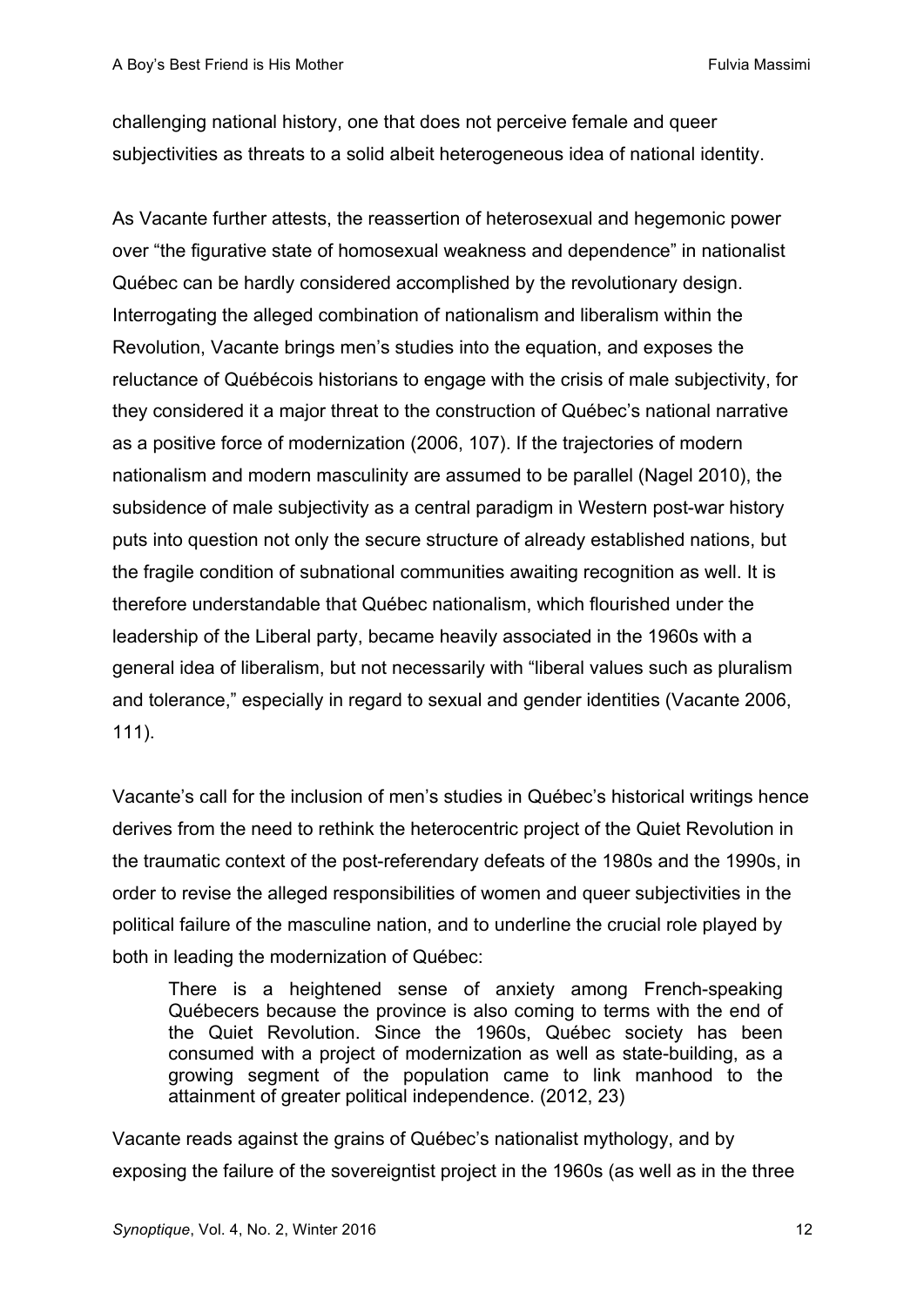challenging national history, one that does not perceive female and queer subjectivities as threats to a solid albeit heterogeneous idea of national identity.

As Vacante further attests, the reassertion of heterosexual and hegemonic power over "the figurative state of homosexual weakness and dependence" in nationalist Québec can be hardly considered accomplished by the revolutionary design. Interrogating the alleged combination of nationalism and liberalism within the Revolution, Vacante brings men's studies into the equation, and exposes the reluctance of Québécois historians to engage with the crisis of male subjectivity, for they considered it a major threat to the construction of Québec's national narrative as a positive force of modernization (2006, 107). If the trajectories of modern nationalism and modern masculinity are assumed to be parallel (Nagel 2010), the subsidence of male subjectivity as a central paradigm in Western post-war history puts into question not only the secure structure of already established nations, but the fragile condition of subnational communities awaiting recognition as well. It is therefore understandable that Québec nationalism, which flourished under the leadership of the Liberal party, became heavily associated in the 1960s with a general idea of liberalism, but not necessarily with "liberal values such as pluralism and tolerance," especially in regard to sexual and gender identities (Vacante 2006, 111).

Vacante's call for the inclusion of men's studies in Québec's historical writings hence derives from the need to rethink the heterocentric project of the Quiet Revolution in the traumatic context of the post-referendary defeats of the 1980s and the 1990s, in order to revise the alleged responsibilities of women and queer subjectivities in the political failure of the masculine nation, and to underline the crucial role played by both in leading the modernization of Québec:

> There is a heightened sense of anxiety among French-speaking Québecers because the province is also coming to terms with the end of the Quiet Revolution. Since the 1960s, Québec society has been consumed with a project of modernization as well as state-building, as a growing segment of the population came to link manhood to the attainment of greater political independence. (2012, 23)

Vacante reads against the grains of Québec's nationalist mythology, and by exposing the failure of the sovereigntist project in the 1960s (as well as in the three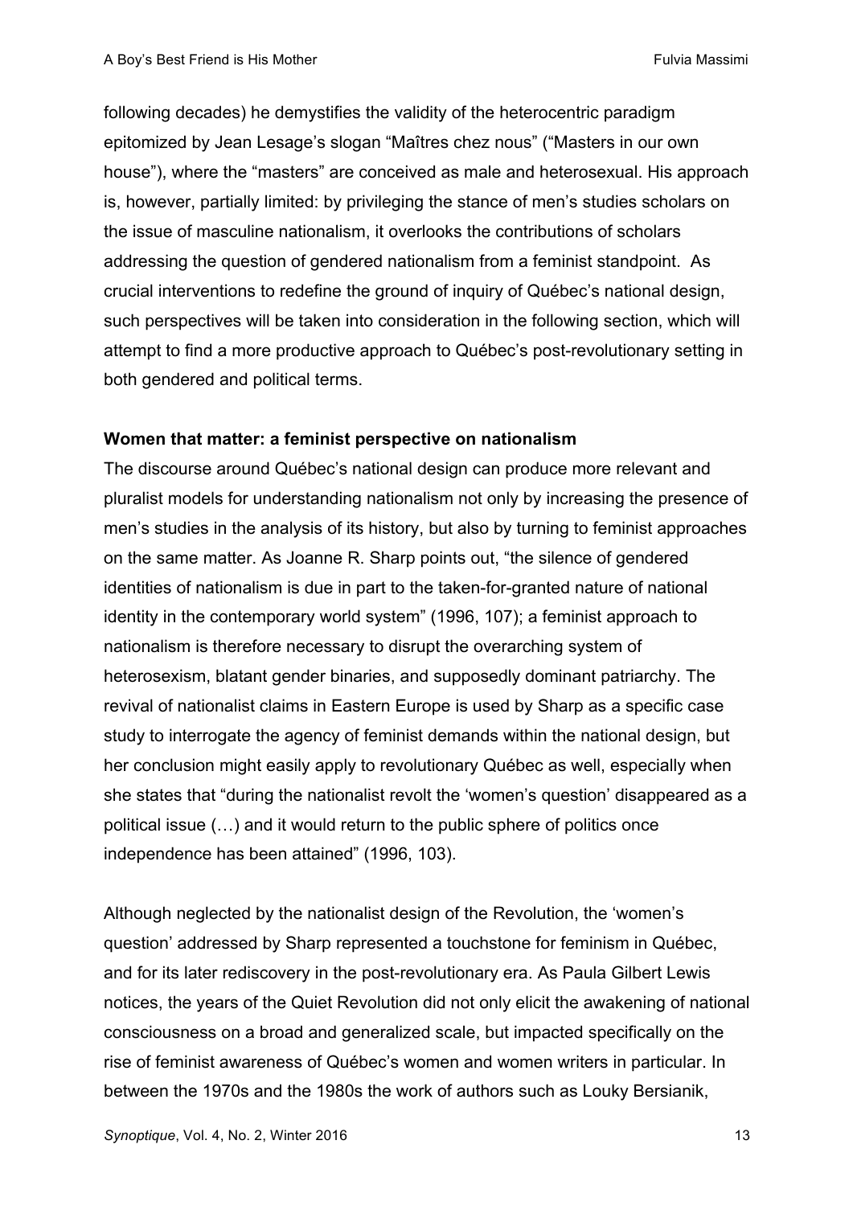following decades) he demystifies the validity of the heterocentric paradigm epitomized by Jean Lesage's slogan "Maîtres chez nous" ("Masters in our own house"), where the "masters" are conceived as male and heterosexual. His approach is, however, partially limited: by privileging the stance of men's studies scholars on the issue of masculine nationalism, it overlooks the contributions of scholars addressing the question of gendered nationalism from a feminist standpoint. As crucial interventions to redefine the ground of inquiry of Québec's national design, such perspectives will be taken into consideration in the following section, which will attempt to find a more productive approach to Québec's post-revolutionary setting in both gendered and political terms.

**Women that matter: a feminist perspective on nationalism**

The discourse around Québec's national design can produce more relevant and pluralist models for understanding nationalism not only by increasing the presence of men's studies in the analysis of its history, but also by turning to feminist approaches on the same matter. As Joanne R. Sharp points out, "the silence of gendered identities of nationalism is due in part to the taken-for-granted nature of national identity in the contemporary world system" (1996, 107); a feminist approach to nationalism is therefore necessary to disrupt the overarching system of heterosexism, blatant gender binaries, and supposedly dominant patriarchy. The revival of nationalist claims in Eastern Europe is used by Sharp as a specific case study to interrogate the agency of feminist demands within the national design, but her conclusion might easily apply to revolutionary Québec as well, especially when she states that "during the nationalist revolt the 'women's question' disappeared as a political issue (…) and it would return to the public sphere of politics once independence has been attained" (1996, 103).

Although neglected by the nationalist design of the Revolution, the 'women's question' addressed by Sharp represented a touchstone for feminism in Québec, and for its later rediscovery in the post-revolutionary era. As Paula Gilbert Lewis notices, the years of the Quiet Revolution did not only elicit the awakening of national consciousness on a broad and generalized scale, but impacted specifically on the rise of feminist awareness of Québec's women and women writers in particular. In between the 1970s and the 1980s the work of authors such as Louky Bersianik,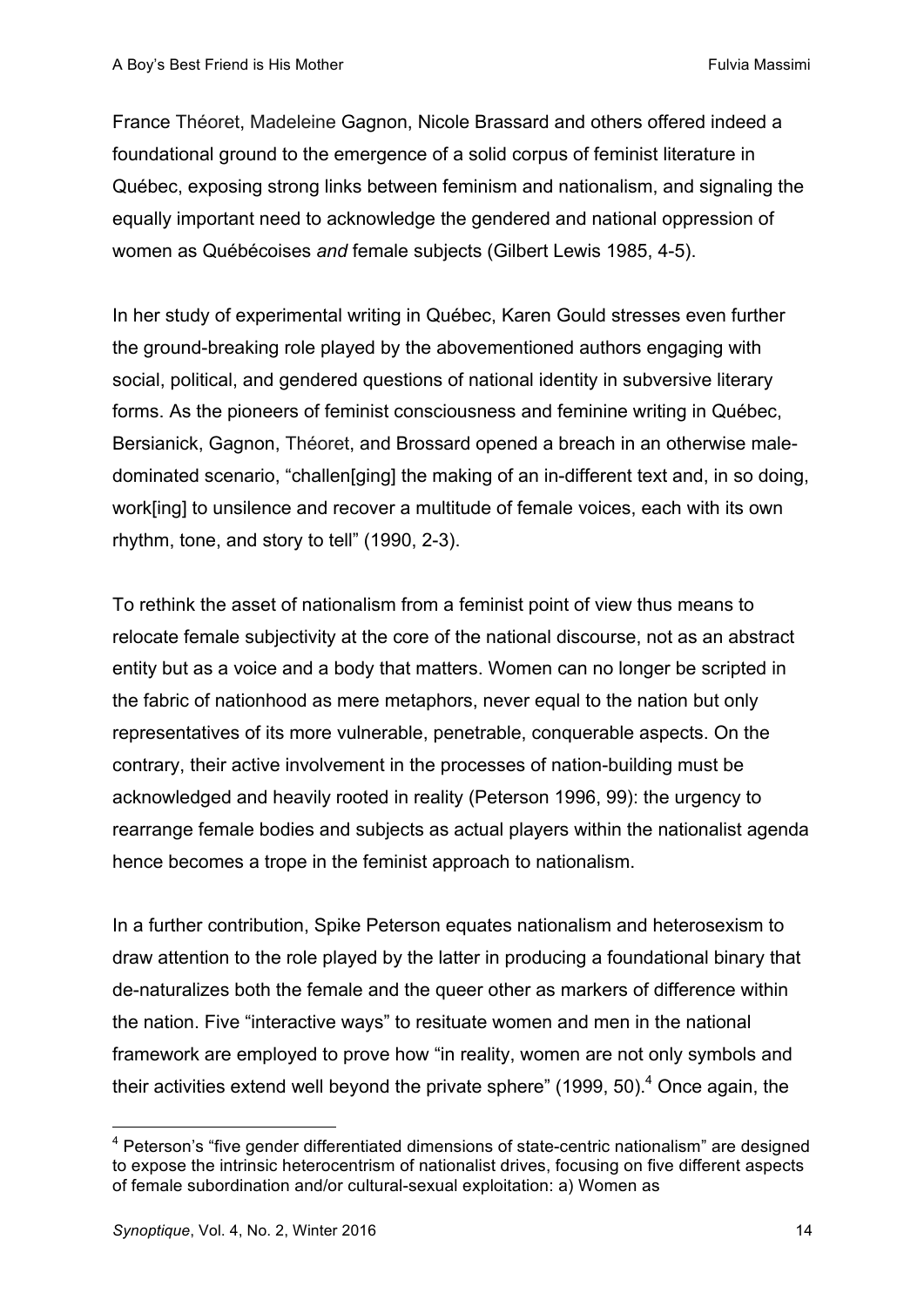France Théoret, Madeleine Gagnon, Nicole Brassard and others offered indeed a foundational ground to the emergence of a solid corpus of feminist literature in Québec, exposing strong links between feminism and nationalism, and signaling the equally important need to acknowledge the gendered and national oppression of women as Québécoises *and* female subjects (Gilbert Lewis 1985, 4-5).

In her study of experimental writing in Québec, Karen Gould stresses even further the ground-breaking role played by the abovementioned authors engaging with social, political, and gendered questions of national identity in subversive literary forms. As the pioneers of feminist consciousness and feminine writing in Québec, Bersianick, Gagnon, Théoret, and Brossard opened a breach in an otherwise male-dominated scenario, "challen[ging] the making of an in-different text and, in so doing, work[ing] to unsilence and recover a multitude of female voices, each with its own rhythm, tone, and story to tell" (1990, 2-3).

To rethink the asset of nationalism from a feminist point of view thus means to relocate female subjectivity at the core of the national discourse, not as an abstract entity but as a voice and a body that matters. Women can no longer be scripted in the fabric of nationhood as mere metaphors, never equal to the nation but only representatives of its more vulnerable, penetrable, conquerable aspects. On the contrary, their active involvement in the processes of nation-building must be acknowledged and heavily rooted in reality (Peterson 1996, 99): the urgency to rearrange female bodies and subjects as actual players within the nationalist agenda hence becomes a trope in the feminist approach to nationalism.

In a further contribution, Spike Peterson equates nationalism and heterosexism to draw attention to the role played by the latter in producing a foundational binary that de-naturalizes both the female and the queer other as markers of difference within the nation. Five "interactive ways" to resituate women and men in the national framework are employed to prove how "in reality, women are not only symbols and their activities extend well beyond the private sphere" (1999, 50).[4] Once again, the

---

[4] Peterson's "five gender differentiated dimensions of state-centric nationalism" are designed to expose the intrinsic heterocentrism of nationalist drives, focusing on five different aspects of female subordination and/or cultural-sexual exploitation: a) Women as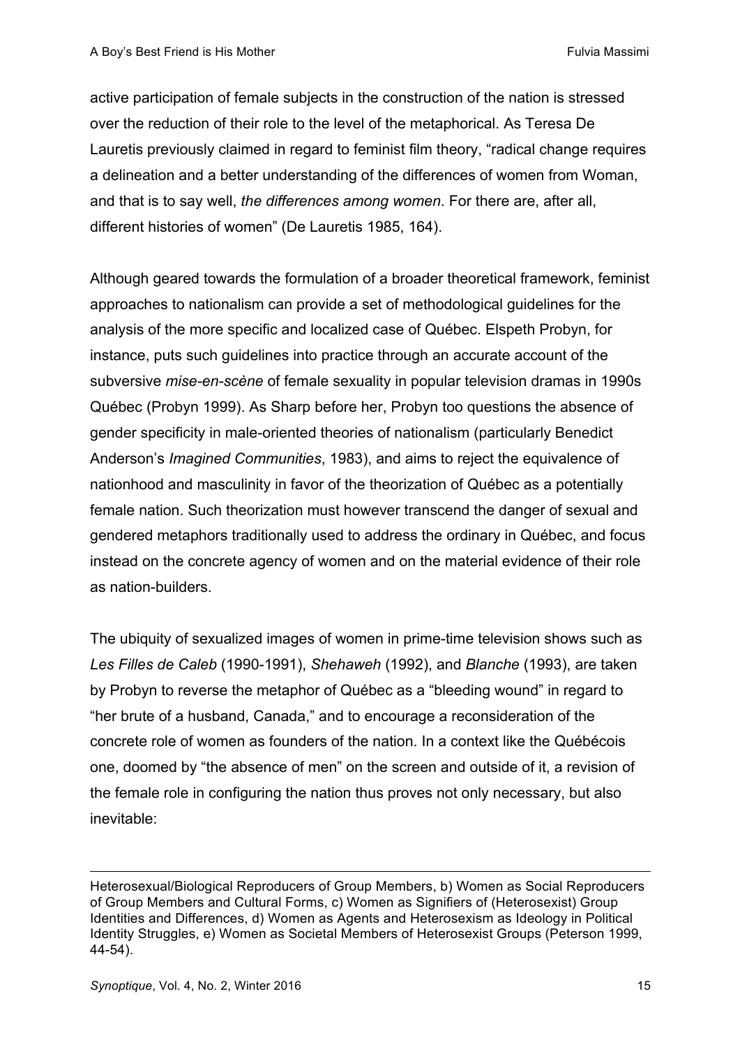active participation of female subjects in the construction of the nation is stressed over the reduction of their role to the level of the metaphorical. As Teresa De Lauretis previously claimed in regard to feminist film theory, "radical change requires a delineation and a better understanding of the differences of women from Woman, and that is to say well, *the differences among women*. For there are, after all, different histories of women" (De Lauretis 1985, 164).

Although geared towards the formulation of a broader theoretical framework, feminist approaches to nationalism can provide a set of methodological guidelines for the analysis of the more specific and localized case of Québec. Elspeth Probyn, for instance, puts such guidelines into practice through an accurate account of the subversive *mise-en-scène* of female sexuality in popular television dramas in 1990s Québec (Probyn 1999). As Sharp before her, Probyn too questions the absence of gender specificity in male-oriented theories of nationalism (particularly Benedict Anderson's *Imagined Communities*, 1983), and aims to reject the equivalence of nationhood and masculinity in favor of the theorization of Québec as a potentially female nation. Such theorization must however transcend the danger of sexual and gendered metaphors traditionally used to address the ordinary in Québec, and focus instead on the concrete agency of women and on the material evidence of their role as nation-builders.

The ubiquity of sexualized images of women in prime-time television shows such as *Les Filles de Caleb* (1990-1991), *Shehaweh* (1992), and *Blanche* (1993), are taken by Probyn to reverse the metaphor of Québec as a "bleeding wound" in regard to "her brute of a husband, Canada," and to encourage a reconsideration of the concrete role of women as founders of the nation. In a context like the Québécois one, doomed by "the absence of men" on the screen and outside of it, a revision of the female role in configuring the nation thus proves not only necessary, but also inevitable:

---

Heterosexual/Biological Reproducers of Group Members, b) Women as Social Reproducers of Group Members and Cultural Forms, c) Women as Signifiers of (Heterosexist) Group Identities and Differences, d) Women as Agents and Heterosexism as Ideology in Political Identity Struggles, e) Women as Societal Members of Heterosexist Groups (Peterson 1999, 44-54).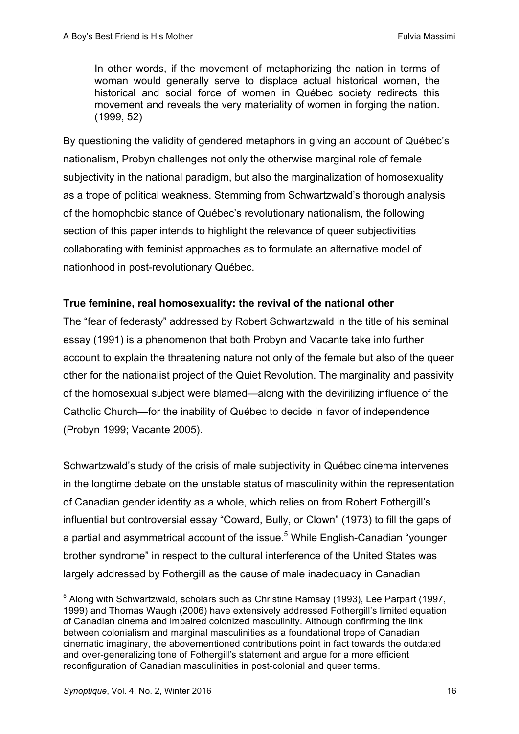> In other words, if the movement of metaphorizing the nation in terms of woman would generally serve to displace actual historical women, the historical and social force of women in Québec society redirects this movement and reveals the very materiality of women in forging the nation. (1999, 52)

By questioning the validity of gendered metaphors in giving an account of Québec's nationalism, Probyn challenges not only the otherwise marginal role of female subjectivity in the national paradigm, but also the marginalization of homosexuality as a trope of political weakness. Stemming from Schwartzwald's thorough analysis of the homophobic stance of Québec's revolutionary nationalism, the following section of this paper intends to highlight the relevance of queer subjectivities collaborating with feminist approaches as to formulate an alternative model of nationhood in post-revolutionary Québec.

**True feminine, real homosexuality: the revival of the national other**

The "fear of federasty" addressed by Robert Schwartzwald in the title of his seminal essay (1991) is a phenomenon that both Probyn and Vacante take into further account to explain the threatening nature not only of the female but also of the queer other for the nationalist project of the Quiet Revolution. The marginality and passivity of the homosexual subject were blamed—along with the devirilizing influence of the Catholic Church—for the inability of Québec to decide in favor of independence (Probyn 1999; Vacante 2005).

Schwartzwald's study of the crisis of male subjectivity in Québec cinema intervenes in the longtime debate on the unstable status of masculinity within the representation of Canadian gender identity as a whole, which relies on from Robert Fothergill's influential but controversial essay "Coward, Bully, or Clown" (1973) to fill the gaps of a partial and asymmetrical account of the issue.[5] While English-Canadian "younger brother syndrome" in respect to the cultural interference of the United States was largely addressed by Fothergill as the cause of male inadequacy in Canadian

[5] Along with Schwartzwald, scholars such as Christine Ramsay (1993), Lee Parpart (1997, 1999) and Thomas Waugh (2006) have extensively addressed Fothergill's limited equation of Canadian cinema and impaired colonized masculinity. Although confirming the link between colonialism and marginal masculinities as a foundational trope of Canadian cinematic imaginary, the abovementioned contributions point in fact towards the outdated and over-generalizing tone of Fothergill's statement and argue for a more efficient reconfiguration of Canadian masculinities in post-colonial and queer terms.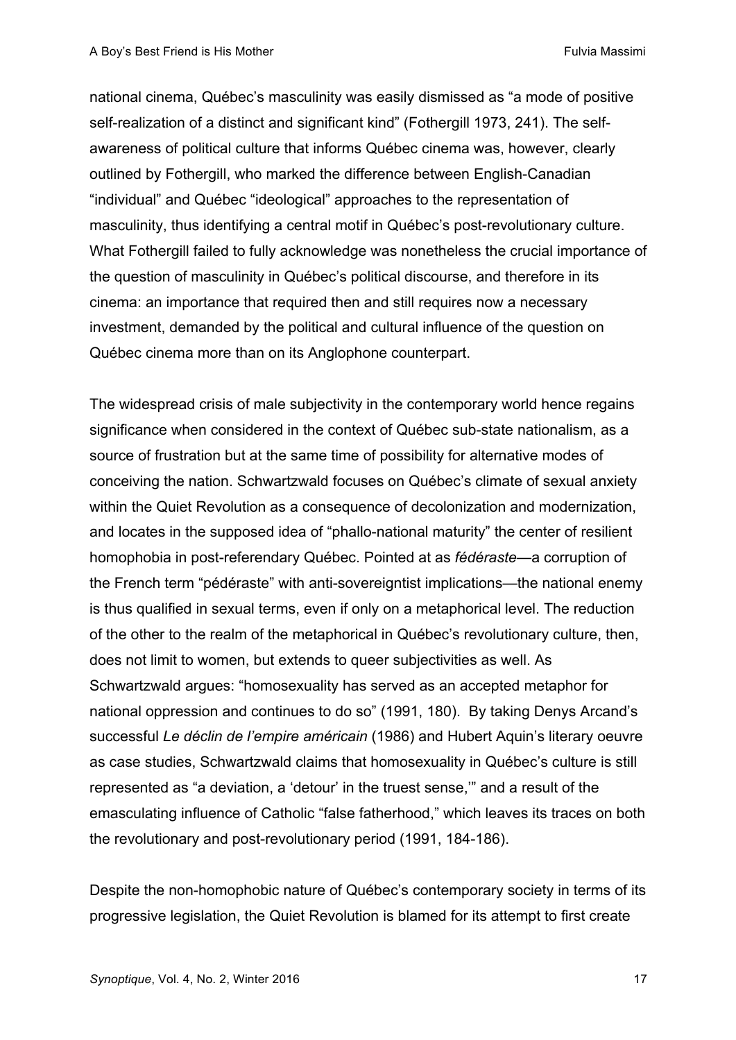national cinema, Québec's masculinity was easily dismissed as "a mode of positive self-realization of a distinct and significant kind" (Fothergill 1973, 241). The self-awareness of political culture that informs Québec cinema was, however, clearly outlined by Fothergill, who marked the difference between English-Canadian "individual" and Québec "ideological" approaches to the representation of masculinity, thus identifying a central motif in Québec's post-revolutionary culture. What Fothergill failed to fully acknowledge was nonetheless the crucial importance of the question of masculinity in Québec's political discourse, and therefore in its cinema: an importance that required then and still requires now a necessary investment, demanded by the political and cultural influence of the question on Québec cinema more than on its Anglophone counterpart.

The widespread crisis of male subjectivity in the contemporary world hence regains significance when considered in the context of Québec sub-state nationalism, as a source of frustration but at the same time of possibility for alternative modes of conceiving the nation. Schwartzwald focuses on Québec's climate of sexual anxiety within the Quiet Revolution as a consequence of decolonization and modernization, and locates in the supposed idea of "phallo-national maturity" the center of resilient homophobia in post-referendary Québec. Pointed at as *fédéraste*—a corruption of the French term "pédéraste" with anti-sovereigntist implications—the national enemy is thus qualified in sexual terms, even if only on a metaphorical level. The reduction of the other to the realm of the metaphorical in Québec's revolutionary culture, then, does not limit to women, but extends to queer subjectivities as well. As Schwartzwald argues: "homosexuality has served as an accepted metaphor for national oppression and continues to do so" (1991, 180). By taking Denys Arcand's successful *Le déclin de l'empire américain* (1986) and Hubert Aquin's literary oeuvre as case studies, Schwartzwald claims that homosexuality in Québec's culture is still represented as "a deviation, a 'detour' in the truest sense,'" and a result of the emasculating influence of Catholic "false fatherhood," which leaves its traces on both the revolutionary and post-revolutionary period (1991, 184-186).

Despite the non-homophobic nature of Québec's contemporary society in terms of its progressive legislation, the Quiet Revolution is blamed for its attempt to first create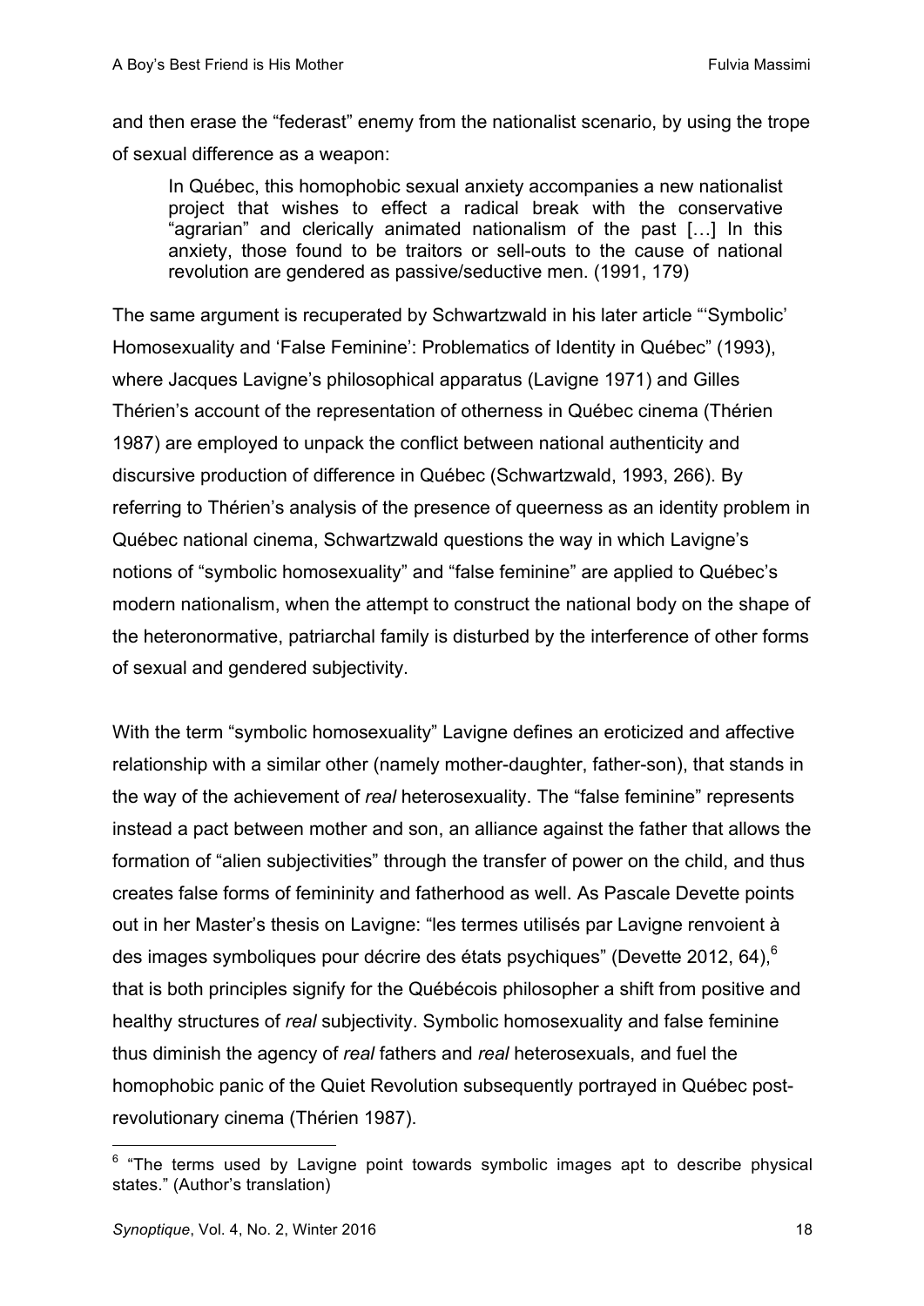and then erase the "federast" enemy from the nationalist scenario, by using the trope of sexual difference as a weapon:

> In Québec, this homophobic sexual anxiety accompanies a new nationalist project that wishes to effect a radical break with the conservative "agrarian" and clerically animated nationalism of the past […] In this anxiety, those found to be traitors or sell-outs to the cause of national revolution are gendered as passive/seductive men. (1991, 179)

The same argument is recuperated by Schwartzwald in his later article "'Symbolic' Homosexuality and 'False Feminine': Problematics of Identity in Québec" (1993), where Jacques Lavigne's philosophical apparatus (Lavigne 1971) and Gilles Thérien's account of the representation of otherness in Québec cinema (Thérien 1987) are employed to unpack the conflict between national authenticity and discursive production of difference in Québec (Schwartzwald, 1993, 266). By referring to Thérien's analysis of the presence of queerness as an identity problem in Québec national cinema, Schwartzwald questions the way in which Lavigne's notions of "symbolic homosexuality" and "false feminine" are applied to Québec's modern nationalism, when the attempt to construct the national body on the shape of the heteronormative, patriarchal family is disturbed by the interference of other forms of sexual and gendered subjectivity.

With the term "symbolic homosexuality" Lavigne defines an eroticized and affective relationship with a similar other (namely mother-daughter, father-son), that stands in the way of the achievement of *real* heterosexuality. The "false feminine" represents instead a pact between mother and son, an alliance against the father that allows the formation of "alien subjectivities" through the transfer of power on the child, and thus creates false forms of femininity and fatherhood as well. As Pascale Devette points out in her Master's thesis on Lavigne: "les termes utilisés par Lavigne renvoient à des images symboliques pour décrire des états psychiques" (Devette 2012, 64),[6] that is both principles signify for the Québécois philosopher a shift from positive and healthy structures of *real* subjectivity. Symbolic homosexuality and false feminine thus diminish the agency of *real* fathers and *real* heterosexuals, and fuel the homophobic panic of the Quiet Revolution subsequently portrayed in Québec post-revolutionary cinema (Thérien 1987).

[6] "The terms used by Lavigne point towards symbolic images apt to describe physical states." (Author's translation)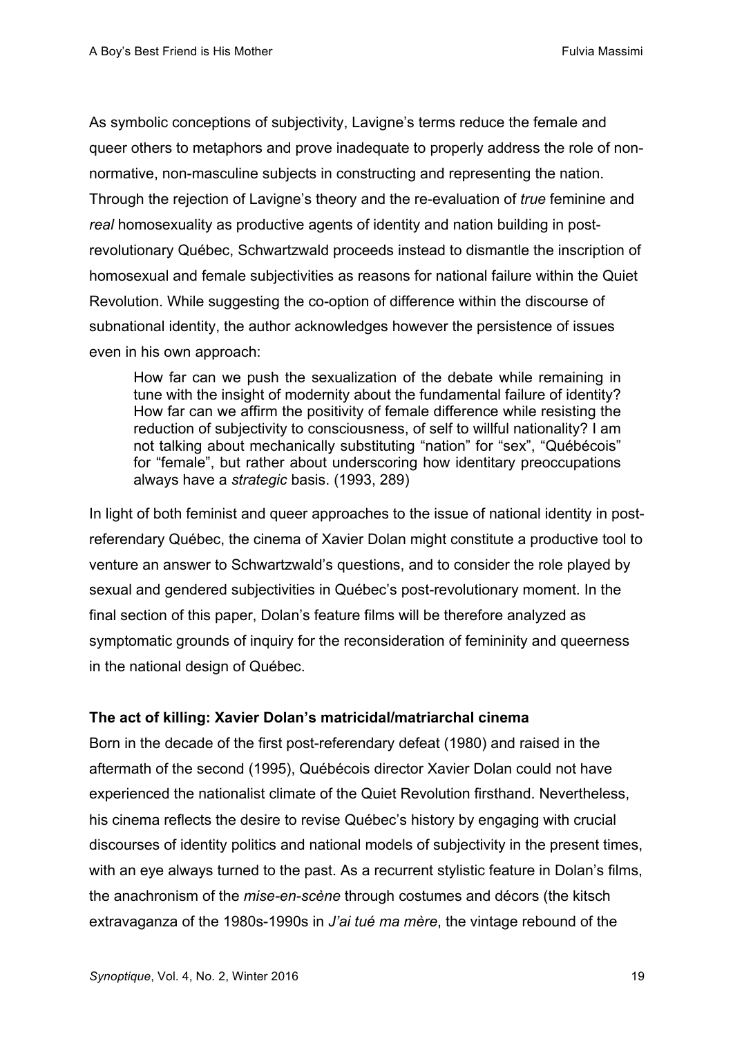As symbolic conceptions of subjectivity, Lavigne's terms reduce the female and queer others to metaphors and prove inadequate to properly address the role of non-normative, non-masculine subjects in constructing and representing the nation. Through the rejection of Lavigne's theory and the re-evaluation of *true* feminine and *real* homosexuality as productive agents of identity and nation building in post-revolutionary Québec, Schwartzwald proceeds instead to dismantle the inscription of homosexual and female subjectivities as reasons for national failure within the Quiet Revolution. While suggesting the co-option of difference within the discourse of subnational identity, the author acknowledges however the persistence of issues even in his own approach:

> How far can we push the sexualization of the debate while remaining in tune with the insight of modernity about the fundamental failure of identity? How far can we affirm the positivity of female difference while resisting the reduction of subjectivity to consciousness, of self to willful nationality? I am not talking about mechanically substituting "nation" for "sex", "Québécois" for "female", but rather about underscoring how identitary preoccupations always have a *strategic* basis. (1993, 289)

In light of both feminist and queer approaches to the issue of national identity in post-referendary Québec, the cinema of Xavier Dolan might constitute a productive tool to venture an answer to Schwartzwald's questions, and to consider the role played by sexual and gendered subjectivities in Québec's post-revolutionary moment. In the final section of this paper, Dolan's feature films will be therefore analyzed as symptomatic grounds of inquiry for the reconsideration of femininity and queerness in the national design of Québec.

**The act of killing: Xavier Dolan's matricidal/matriarchal cinema**

Born in the decade of the first post-referendary defeat (1980) and raised in the aftermath of the second (1995), Québécois director Xavier Dolan could not have experienced the nationalist climate of the Quiet Revolution firsthand. Nevertheless, his cinema reflects the desire to revise Québec's history by engaging with crucial discourses of identity politics and national models of subjectivity in the present times, with an eye always turned to the past. As a recurrent stylistic feature in Dolan's films, the anachronism of the *mise-en-scène* through costumes and décors (the kitsch extravaganza of the 1980s-1990s in *J'ai tué ma mère*, the vintage rebound of the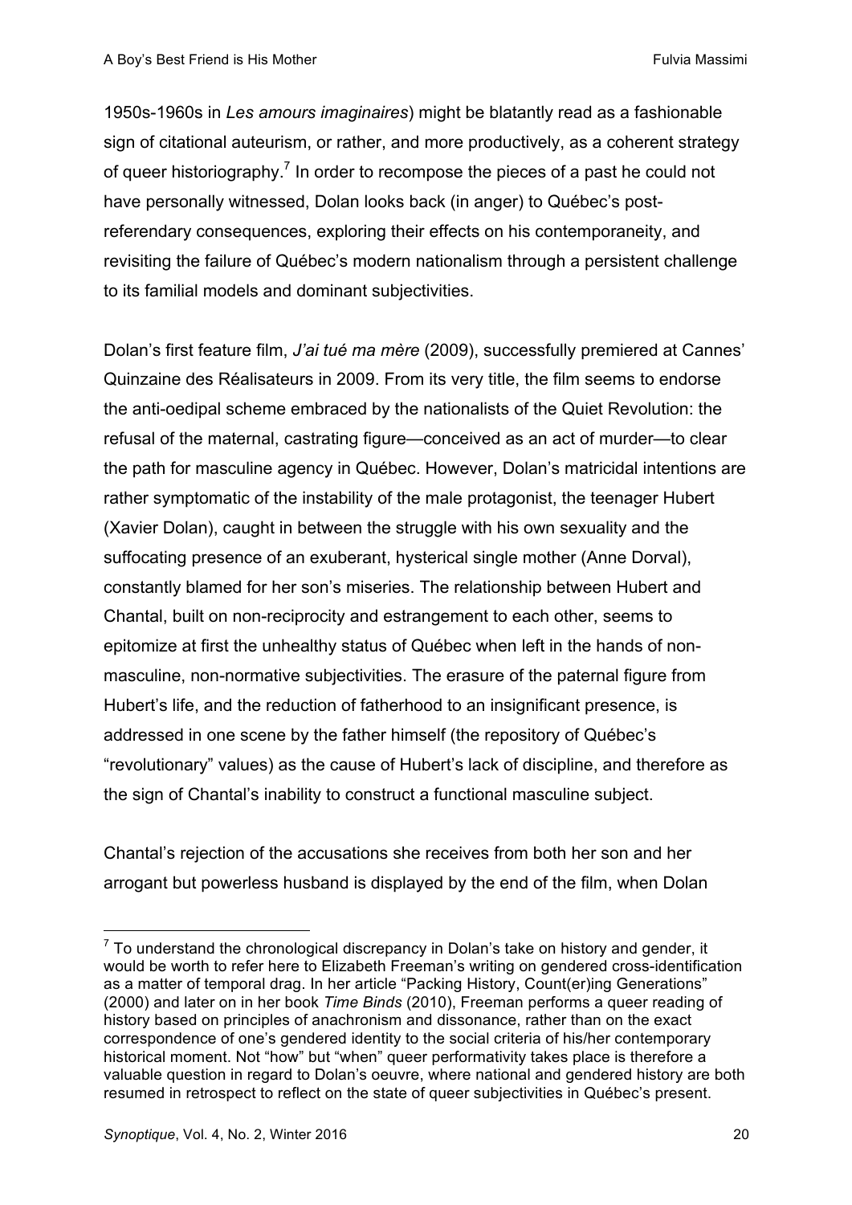1950s-1960s in *Les amours imaginaires*) might be blatantly read as a fashionable sign of citational auteurism, or rather, and more productively, as a coherent strategy of queer historiography.[7] In order to recompose the pieces of a past he could not have personally witnessed, Dolan looks back (in anger) to Québec's post-referendary consequences, exploring their effects on his contemporaneity, and revisiting the failure of Québec's modern nationalism through a persistent challenge to its familial models and dominant subjectivities.

Dolan's first feature film, *J'ai tué ma mère* (2009), successfully premiered at Cannes' Quinzaine des Réalisateurs in 2009. From its very title, the film seems to endorse the anti-oedipal scheme embraced by the nationalists of the Quiet Revolution: the refusal of the maternal, castrating figure—conceived as an act of murder—to clear the path for masculine agency in Québec. However, Dolan's matricidal intentions are rather symptomatic of the instability of the male protagonist, the teenager Hubert (Xavier Dolan), caught in between the struggle with his own sexuality and the suffocating presence of an exuberant, hysterical single mother (Anne Dorval), constantly blamed for her son's miseries. The relationship between Hubert and Chantal, built on non-reciprocity and estrangement to each other, seems to epitomize at first the unhealthy status of Québec when left in the hands of non-masculine, non-normative subjectivities. The erasure of the paternal figure from Hubert's life, and the reduction of fatherhood to an insignificant presence, is addressed in one scene by the father himself (the repository of Québec's "revolutionary" values) as the cause of Hubert's lack of discipline, and therefore as the sign of Chantal's inability to construct a functional masculine subject.

Chantal's rejection of the accusations she receives from both her son and her arrogant but powerless husband is displayed by the end of the film, when Dolan

---

[7] To understand the chronological discrepancy in Dolan's take on history and gender, it would be worth to refer here to Elizabeth Freeman's writing on gendered cross-identification as a matter of temporal drag. In her article "Packing History, Count(er)ing Generations" (2000) and later on in her book *Time Binds* (2010), Freeman performs a queer reading of history based on principles of anachronism and dissonance, rather than on the exact correspondence of one's gendered identity to the social criteria of his/her contemporary historical moment. Not "how" but "when" queer performativity takes place is therefore a valuable question in regard to Dolan's oeuvre, where national and gendered history are both resumed in retrospect to reflect on the state of queer subjectivities in Québec's present.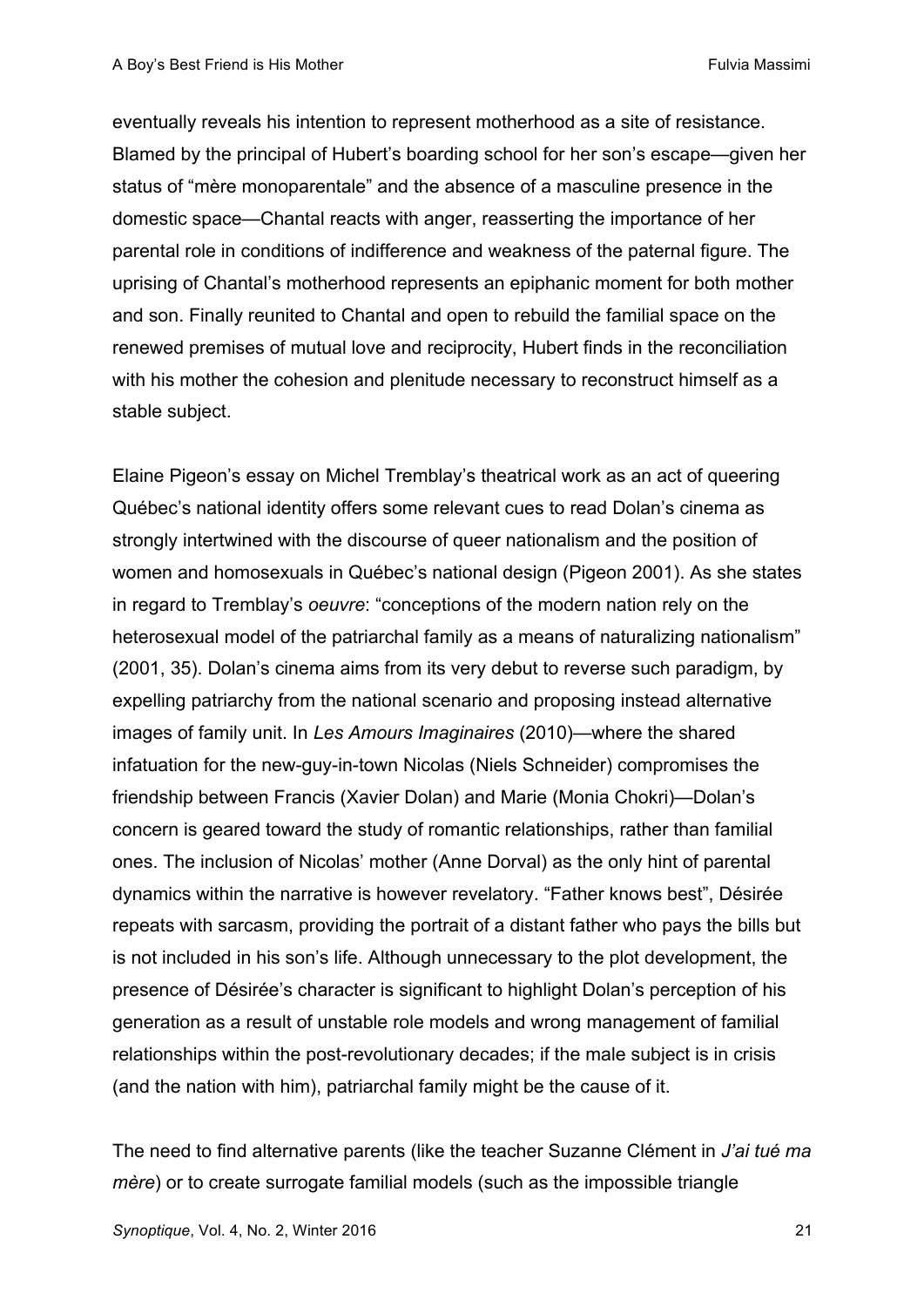eventually reveals his intention to represent motherhood as a site of resistance. Blamed by the principal of Hubert's boarding school for her son's escape—given her status of "mère monoparentale" and the absence of a masculine presence in the domestic space—Chantal reacts with anger, reasserting the importance of her parental role in conditions of indifference and weakness of the paternal figure. The uprising of Chantal's motherhood represents an epiphanic moment for both mother and son. Finally reunited to Chantal and open to rebuild the familial space on the renewed premises of mutual love and reciprocity, Hubert finds in the reconciliation with his mother the cohesion and plenitude necessary to reconstruct himself as a stable subject.

Elaine Pigeon's essay on Michel Tremblay's theatrical work as an act of queering Québec's national identity offers some relevant cues to read Dolan's cinema as strongly intertwined with the discourse of queer nationalism and the position of women and homosexuals in Québec's national design (Pigeon 2001). As she states in regard to Tremblay's *oeuvre*: "conceptions of the modern nation rely on the heterosexual model of the patriarchal family as a means of naturalizing nationalism" (2001, 35). Dolan's cinema aims from its very debut to reverse such paradigm, by expelling patriarchy from the national scenario and proposing instead alternative images of family unit. In *Les Amours Imaginaires* (2010)—where the shared infatuation for the new-guy-in-town Nicolas (Niels Schneider) compromises the friendship between Francis (Xavier Dolan) and Marie (Monia Chokri)—Dolan's concern is geared toward the study of romantic relationships, rather than familial ones. The inclusion of Nicolas' mother (Anne Dorval) as the only hint of parental dynamics within the narrative is however revelatory. "Father knows best", Désirée repeats with sarcasm, providing the portrait of a distant father who pays the bills but is not included in his son's life. Although unnecessary to the plot development, the presence of Désirée's character is significant to highlight Dolan's perception of his generation as a result of unstable role models and wrong management of familial relationships within the post-revolutionary decades; if the male subject is in crisis (and the nation with him), patriarchal family might be the cause of it.

The need to find alternative parents (like the teacher Suzanne Clément in *J'ai tué ma mère*) or to create surrogate familial models (such as the impossible triangle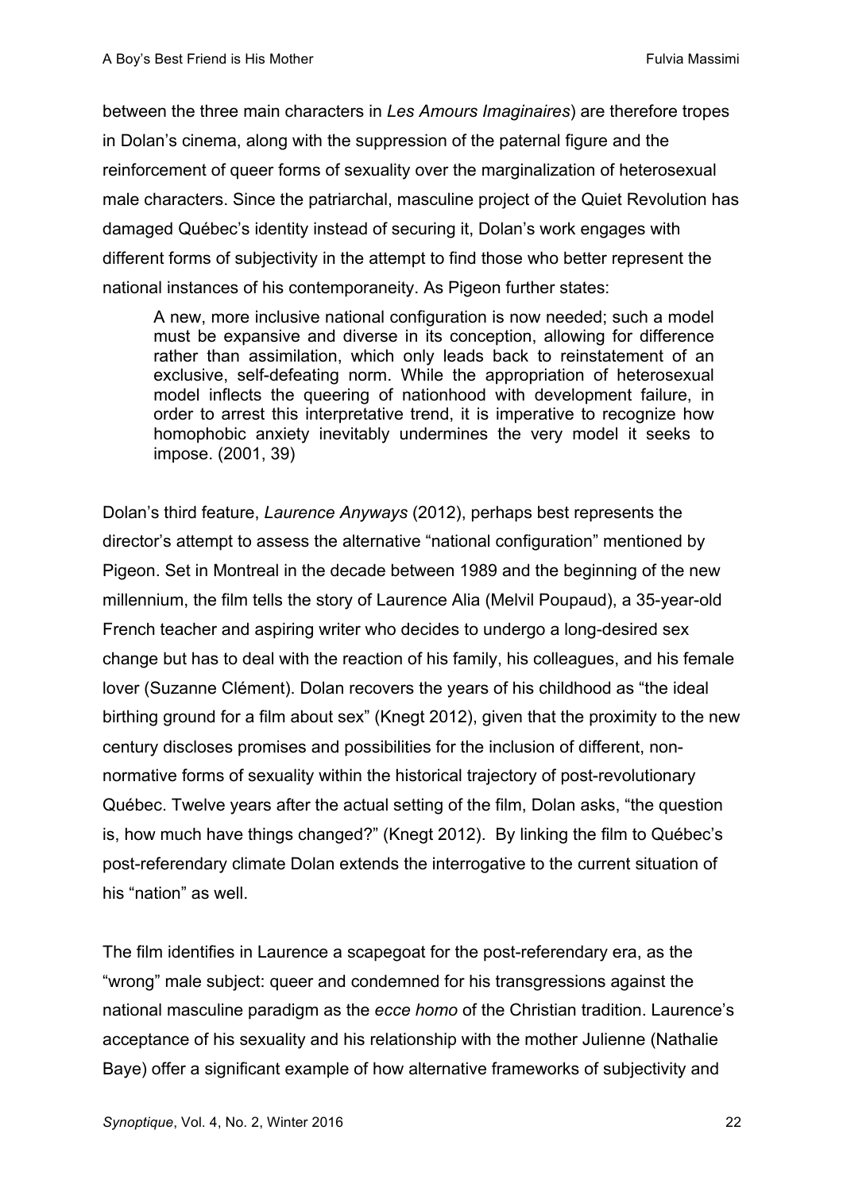between the three main characters in *Les Amours Imaginaires*) are therefore tropes in Dolan's cinema, along with the suppression of the paternal figure and the reinforcement of queer forms of sexuality over the marginalization of heterosexual male characters. Since the patriarchal, masculine project of the Quiet Revolution has damaged Québec's identity instead of securing it, Dolan's work engages with different forms of subjectivity in the attempt to find those who better represent the national instances of his contemporaneity. As Pigeon further states:

> A new, more inclusive national configuration is now needed; such a model must be expansive and diverse in its conception, allowing for difference rather than assimilation, which only leads back to reinstatement of an exclusive, self-defeating norm. While the appropriation of heterosexual model inflects the queering of nationhood with development failure, in order to arrest this interpretative trend, it is imperative to recognize how homophobic anxiety inevitably undermines the very model it seeks to impose. (2001, 39)

Dolan's third feature, *Laurence Anyways* (2012), perhaps best represents the director's attempt to assess the alternative "national configuration" mentioned by Pigeon. Set in Montreal in the decade between 1989 and the beginning of the new millennium, the film tells the story of Laurence Alia (Melvil Poupaud), a 35-year-old French teacher and aspiring writer who decides to undergo a long-desired sex change but has to deal with the reaction of his family, his colleagues, and his female lover (Suzanne Clément). Dolan recovers the years of his childhood as "the ideal birthing ground for a film about sex" (Knegt 2012), given that the proximity to the new century discloses promises and possibilities for the inclusion of different, non-normative forms of sexuality within the historical trajectory of post-revolutionary Québec. Twelve years after the actual setting of the film, Dolan asks, "the question is, how much have things changed?" (Knegt 2012). By linking the film to Québec's post-referendary climate Dolan extends the interrogative to the current situation of his "nation" as well.

The film identifies in Laurence a scapegoat for the post-referendary era, as the "wrong" male subject: queer and condemned for his transgressions against the national masculine paradigm as the *ecce homo* of the Christian tradition. Laurence's acceptance of his sexuality and his relationship with the mother Julienne (Nathalie Baye) offer a significant example of how alternative frameworks of subjectivity and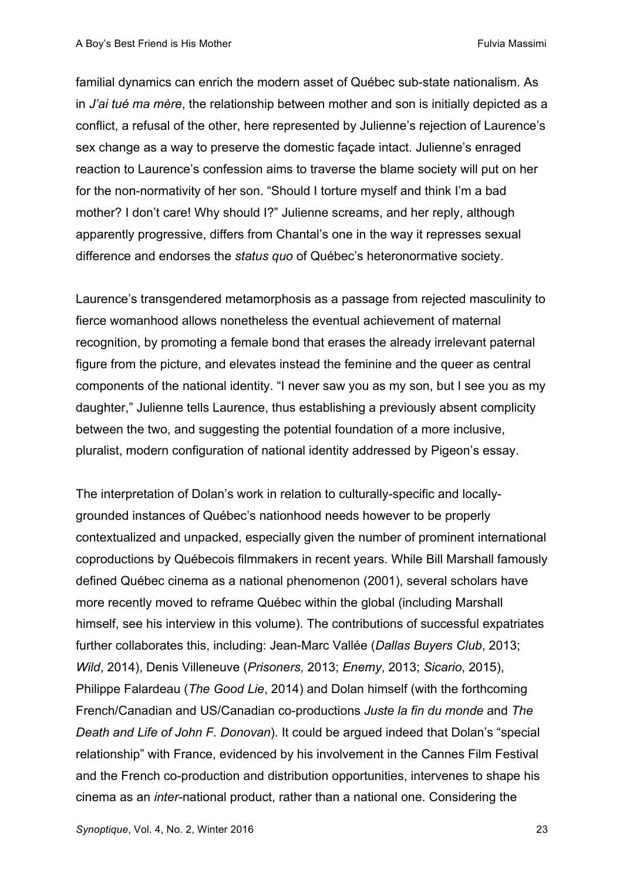familial dynamics can enrich the modern asset of Québec sub-state nationalism. As in *J'ai tué ma mère*, the relationship between mother and son is initially depicted as a conflict, a refusal of the other, here represented by Julienne's rejection of Laurence's sex change as a way to preserve the domestic façade intact. Julienne's enraged reaction to Laurence's confession aims to traverse the blame society will put on her for the non-normativity of her son. "Should I torture myself and think I'm a bad mother? I don't care! Why should I?" Julienne screams, and her reply, although apparently progressive, differs from Chantal's one in the way it represses sexual difference and endorses the *status quo* of Québec's heteronormative society.

Laurence's transgendered metamorphosis as a passage from rejected masculinity to fierce womanhood allows nonetheless the eventual achievement of maternal recognition, by promoting a female bond that erases the already irrelevant paternal figure from the picture, and elevates instead the feminine and the queer as central components of the national identity. "I never saw you as my son, but I see you as my daughter," Julienne tells Laurence, thus establishing a previously absent complicity between the two, and suggesting the potential foundation of a more inclusive, pluralist, modern configuration of national identity addressed by Pigeon's essay.

The interpretation of Dolan's work in relation to culturally-specific and locally-grounded instances of Québec's nationhood needs however to be properly contextualized and unpacked, especially given the number of prominent international coproductions by Québecois filmmakers in recent years. While Bill Marshall famously defined Québec cinema as a national phenomenon (2001), several scholars have more recently moved to reframe Québec within the global (including Marshall himself, see his interview in this volume). The contributions of successful expatriates further collaborates this, including: Jean-Marc Vallée (*Dallas Buyers Club*, 2013; *Wild*, 2014), Denis Villeneuve (*Prisoners,* 2013; *Enemy*, 2013; *Sicario*, 2015), Philippe Falardeau (*The Good Lie*, 2014) and Dolan himself (with the forthcoming French/Canadian and US/Canadian co-productions *Juste la fin du monde* and *The Death and Life of John F. Donovan*). It could be argued indeed that Dolan's "special relationship" with France, evidenced by his involvement in the Cannes Film Festival and the French co-production and distribution opportunities, intervenes to shape his cinema as an *inter*-national product, rather than a national one. Considering the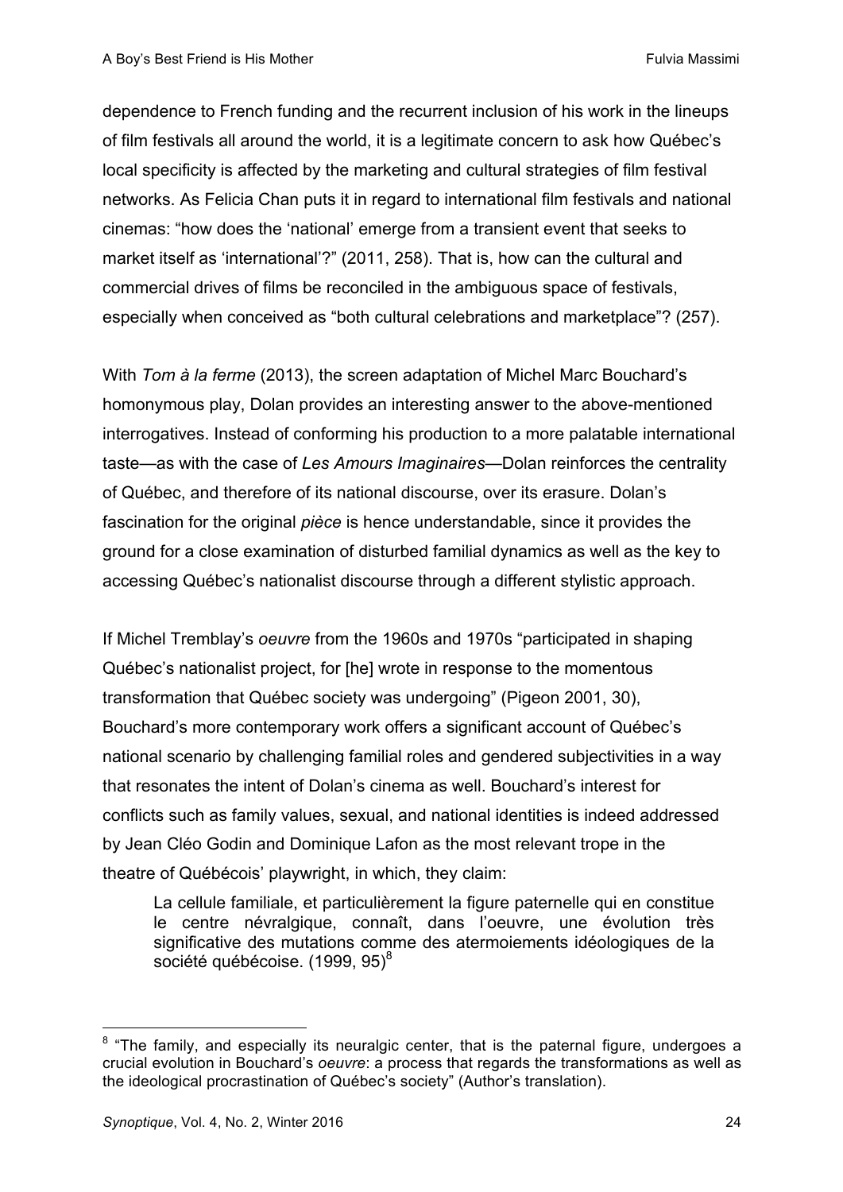dependence to French funding and the recurrent inclusion of his work in the lineups of film festivals all around the world, it is a legitimate concern to ask how Québec's local specificity is affected by the marketing and cultural strategies of film festival networks. As Felicia Chan puts it in regard to international film festivals and national cinemas: "how does the 'national' emerge from a transient event that seeks to market itself as 'international'?" (2011, 258). That is, how can the cultural and commercial drives of films be reconciled in the ambiguous space of festivals, especially when conceived as "both cultural celebrations and marketplace"? (257).

With *Tom à la ferme* (2013), the screen adaptation of Michel Marc Bouchard's homonymous play, Dolan provides an interesting answer to the above-mentioned interrogatives. Instead of conforming his production to a more palatable international taste—as with the case of *Les Amours Imaginaires*—Dolan reinforces the centrality of Québec, and therefore of its national discourse, over its erasure. Dolan's fascination for the original *pièce* is hence understandable, since it provides the ground for a close examination of disturbed familial dynamics as well as the key to accessing Québec's nationalist discourse through a different stylistic approach.

If Michel Tremblay's *oeuvre* from the 1960s and 1970s "participated in shaping Québec's nationalist project, for [he] wrote in response to the momentous transformation that Québec society was undergoing" (Pigeon 2001, 30), Bouchard's more contemporary work offers a significant account of Québec's national scenario by challenging familial roles and gendered subjectivities in a way that resonates the intent of Dolan's cinema as well. Bouchard's interest for conflicts such as family values, sexual, and national identities is indeed addressed by Jean Cléo Godin and Dominique Lafon as the most relevant trope in the theatre of Québécois' playwright, in which, they claim:

> La cellule familiale, et particulièrement la figure paternelle qui en constitue le centre névralgique, connaît, dans l'oeuvre, une évolution très significative des mutations comme des atermoiements idéologiques de la société québécoise. (1999, 95)[8]

[8] "The family, and especially its neuralgic center, that is the paternal figure, undergoes a crucial evolution in Bouchard's *oeuvre*: a process that regards the transformations as well as the ideological procrastination of Québec's society" (Author's translation).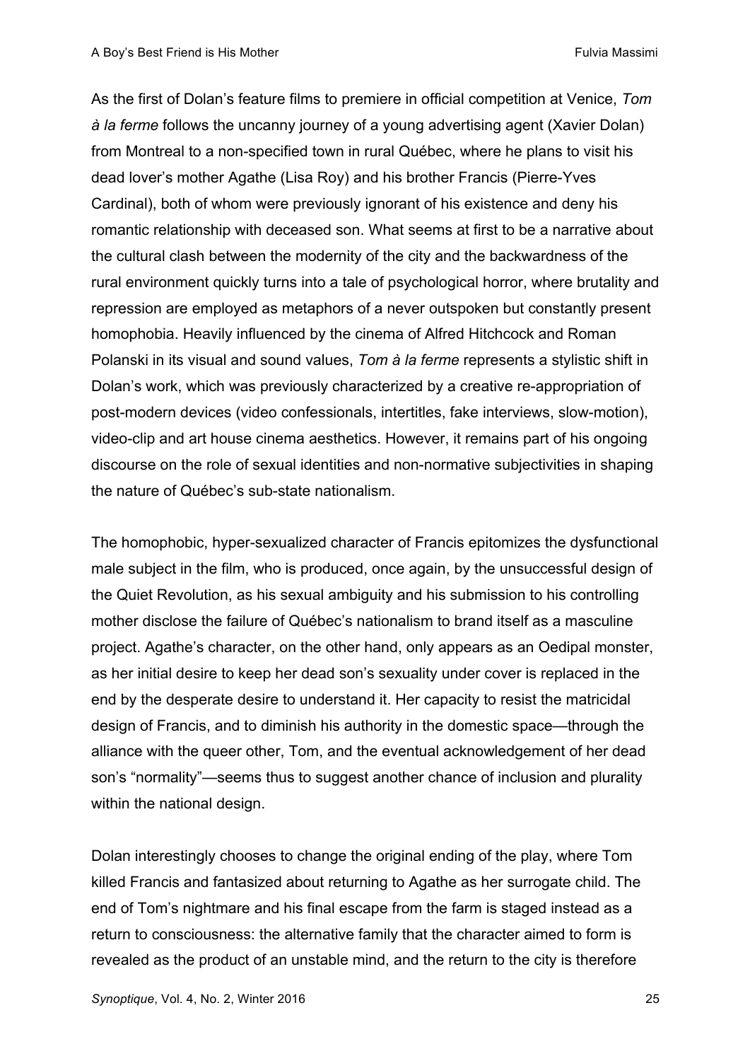As the first of Dolan's feature films to premiere in official competition at Venice, *Tom à la ferme* follows the uncanny journey of a young advertising agent (Xavier Dolan) from Montreal to a non-specified town in rural Québec, where he plans to visit his dead lover's mother Agathe (Lisa Roy) and his brother Francis (Pierre-Yves Cardinal), both of whom were previously ignorant of his existence and deny his romantic relationship with deceased son. What seems at first to be a narrative about the cultural clash between the modernity of the city and the backwardness of the rural environment quickly turns into a tale of psychological horror, where brutality and repression are employed as metaphors of a never outspoken but constantly present homophobia. Heavily influenced by the cinema of Alfred Hitchcock and Roman Polanski in its visual and sound values, *Tom à la ferme* represents a stylistic shift in Dolan's work, which was previously characterized by a creative re-appropriation of post-modern devices (video confessionals, intertitles, fake interviews, slow-motion), video-clip and art house cinema aesthetics. However, it remains part of his ongoing discourse on the role of sexual identities and non-normative subjectivities in shaping the nature of Québec's sub-state nationalism.

The homophobic, hyper-sexualized character of Francis epitomizes the dysfunctional male subject in the film, who is produced, once again, by the unsuccessful design of the Quiet Revolution, as his sexual ambiguity and his submission to his controlling mother disclose the failure of Québec's nationalism to brand itself as a masculine project. Agathe's character, on the other hand, only appears as an Oedipal monster, as her initial desire to keep her dead son's sexuality under cover is replaced in the end by the desperate desire to understand it. Her capacity to resist the matricidal design of Francis, and to diminish his authority in the domestic space—through the alliance with the queer other, Tom, and the eventual acknowledgement of her dead son's "normality"—seems thus to suggest another chance of inclusion and plurality within the national design.

Dolan interestingly chooses to change the original ending of the play, where Tom killed Francis and fantasized about returning to Agathe as her surrogate child. The end of Tom's nightmare and his final escape from the farm is staged instead as a return to consciousness: the alternative family that the character aimed to form is revealed as the product of an unstable mind, and the return to the city is therefore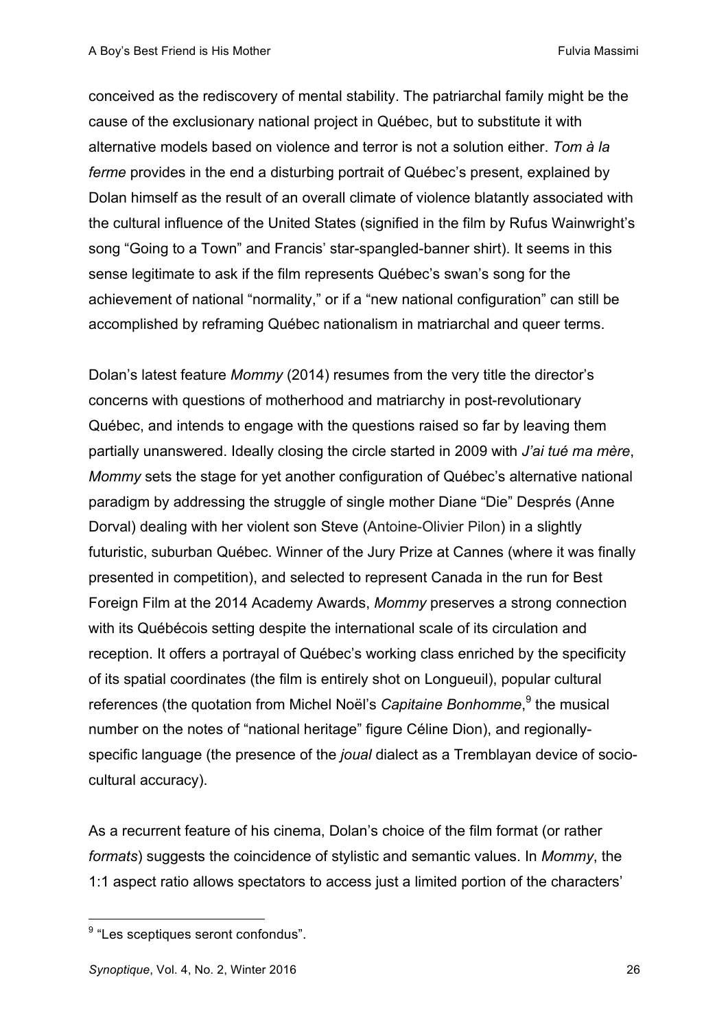conceived as the rediscovery of mental stability. The patriarchal family might be the cause of the exclusionary national project in Québec, but to substitute it with alternative models based on violence and terror is not a solution either. *Tom à la ferme* provides in the end a disturbing portrait of Québec's present, explained by Dolan himself as the result of an overall climate of violence blatantly associated with the cultural influence of the United States (signified in the film by Rufus Wainwright's song "Going to a Town" and Francis' star-spangled-banner shirt). It seems in this sense legitimate to ask if the film represents Québec's swan's song for the achievement of national "normality," or if a "new national configuration" can still be accomplished by reframing Québec nationalism in matriarchal and queer terms.

Dolan's latest feature *Mommy* (2014) resumes from the very title the director's concerns with questions of motherhood and matriarchy in post-revolutionary Québec, and intends to engage with the questions raised so far by leaving them partially unanswered. Ideally closing the circle started in 2009 with *J'ai tué ma mère*, *Mommy* sets the stage for yet another configuration of Québec's alternative national paradigm by addressing the struggle of single mother Diane "Die" Després (Anne Dorval) dealing with her violent son Steve (Antoine-Olivier Pilon) in a slightly futuristic, suburban Québec. Winner of the Jury Prize at Cannes (where it was finally presented in competition), and selected to represent Canada in the run for Best Foreign Film at the 2014 Academy Awards, *Mommy* preserves a strong connection with its Québécois setting despite the international scale of its circulation and reception. It offers a portrayal of Québec's working class enriched by the specificity of its spatial coordinates (the film is entirely shot on Longueuil), popular cultural references (the quotation from Michel Noël's *Capitaine Bonhomme*,[9] the musical number on the notes of "national heritage" figure Céline Dion), and regionally-specific language (the presence of the *joual* dialect as a Tremblayan device of socio-cultural accuracy).

As a recurrent feature of his cinema, Dolan's choice of the film format (or rather *formats*) suggests the coincidence of stylistic and semantic values. In *Mommy*, the 1:1 aspect ratio allows spectators to access just a limited portion of the characters'

[9] "Les sceptiques seront confondus".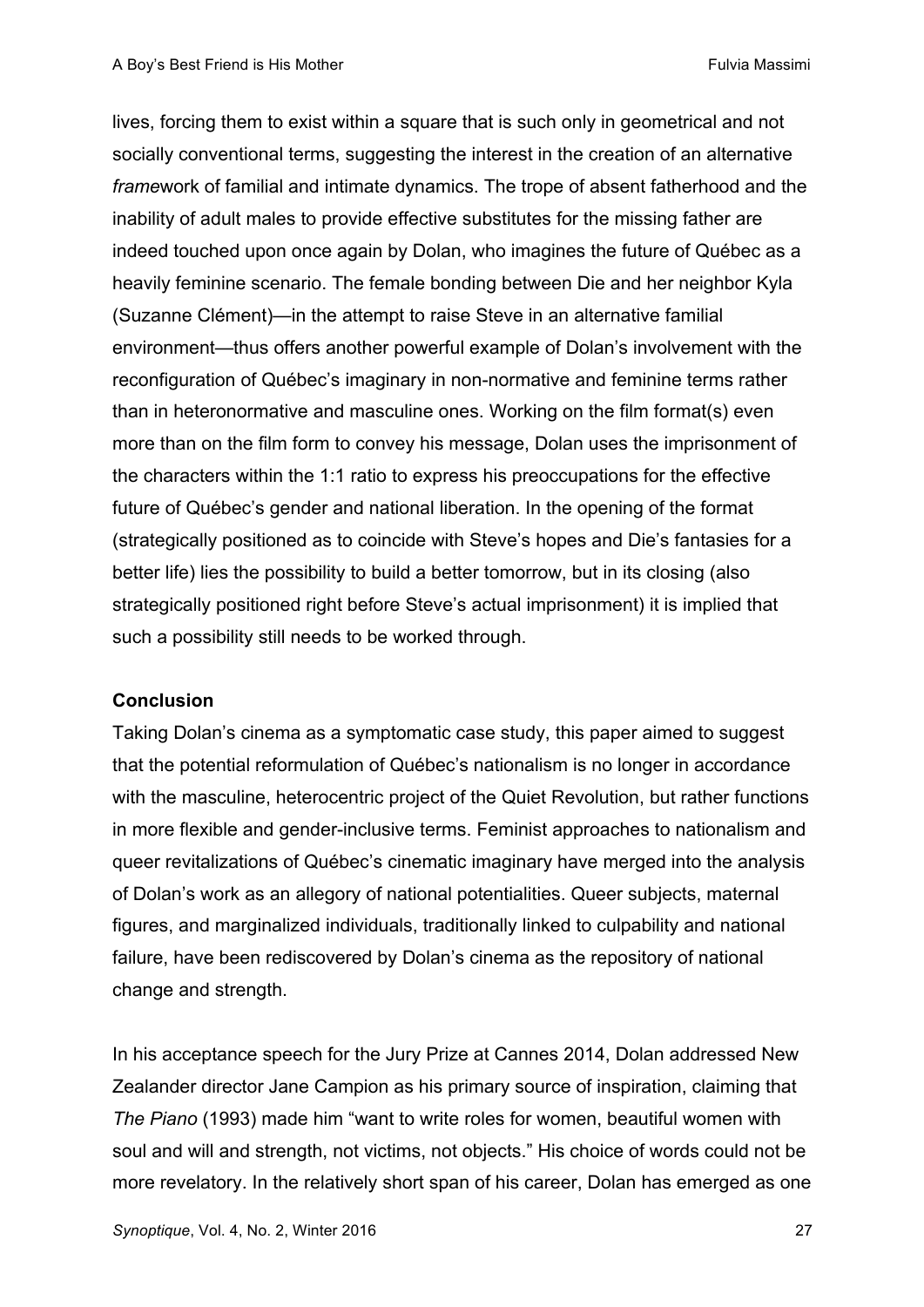lives, forcing them to exist within a square that is such only in geometrical and not socially conventional terms, suggesting the interest in the creation of an alternative *frame*work of familial and intimate dynamics. The trope of absent fatherhood and the inability of adult males to provide effective substitutes for the missing father are indeed touched upon once again by Dolan, who imagines the future of Québec as a heavily feminine scenario. The female bonding between Die and her neighbor Kyla (Suzanne Clément)—in the attempt to raise Steve in an alternative familial environment—thus offers another powerful example of Dolan's involvement with the reconfiguration of Québec's imaginary in non-normative and feminine terms rather than in heteronormative and masculine ones. Working on the film format(s) even more than on the film form to convey his message, Dolan uses the imprisonment of the characters within the 1:1 ratio to express his preoccupations for the effective future of Québec's gender and national liberation. In the opening of the format (strategically positioned as to coincide with Steve's hopes and Die's fantasies for a better life) lies the possibility to build a better tomorrow, but in its closing (also strategically positioned right before Steve's actual imprisonment) it is implied that such a possibility still needs to be worked through.

## Conclusion

Taking Dolan's cinema as a symptomatic case study, this paper aimed to suggest that the potential reformulation of Québec's nationalism is no longer in accordance with the masculine, heterocentric project of the Quiet Revolution, but rather functions in more flexible and gender-inclusive terms. Feminist approaches to nationalism and queer revitalizations of Québec's cinematic imaginary have merged into the analysis of Dolan's work as an allegory of national potentialities. Queer subjects, maternal figures, and marginalized individuals, traditionally linked to culpability and national failure, have been rediscovered by Dolan's cinema as the repository of national change and strength.

In his acceptance speech for the Jury Prize at Cannes 2014, Dolan addressed New Zealander director Jane Campion as his primary source of inspiration, claiming that *The Piano* (1993) made him "want to write roles for women, beautiful women with soul and will and strength, not victims, not objects." His choice of words could not be more revelatory. In the relatively short span of his career, Dolan has emerged as one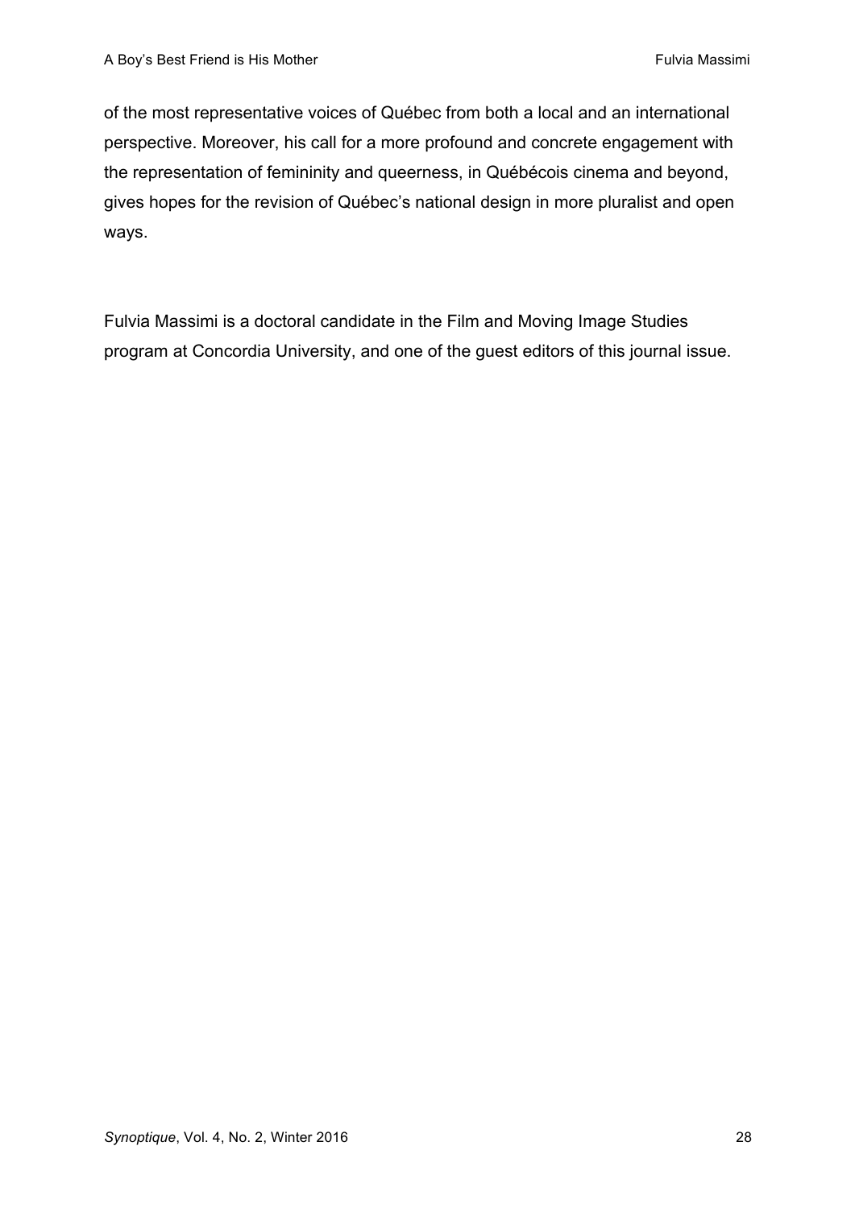of the most representative voices of Québec from both a local and an international perspective. Moreover, his call for a more profound and concrete engagement with the representation of femininity and queerness, in Québécois cinema and beyond, gives hopes for the revision of Québec's national design in more pluralist and open ways.

Fulvia Massimi is a doctoral candidate in the Film and Moving Image Studies program at Concordia University, and one of the guest editors of this journal issue.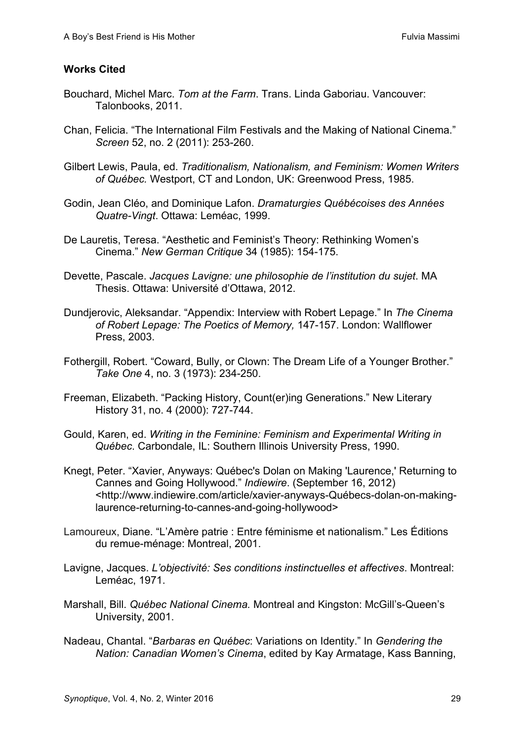**Works Cited**

Bouchard, Michel Marc. *Tom at the Farm*. Trans. Linda Gaboriau. Vancouver: Talonbooks, 2011.

Chan, Felicia. "The International Film Festivals and the Making of National Cinema." *Screen* 52, no. 2 (2011): 253-260.

Gilbert Lewis, Paula, ed. *Traditionalism, Nationalism, and Feminism: Women Writers of Québec.* Westport, CT and London, UK: Greenwood Press, 1985.

Godin, Jean Cléo, and Dominique Lafon. *Dramaturgies Québécoises des Années Quatre-Vingt*. Ottawa: Leméac, 1999.

De Lauretis, Teresa. "Aesthetic and Feminist's Theory: Rethinking Women's Cinema." *New German Critique* 34 (1985): 154-175.

Devette, Pascale. *Jacques Lavigne: une philosophie de l'institution du sujet*. MA Thesis. Ottawa: Université d'Ottawa, 2012.

Dundjerovic, Aleksandar. "Appendix: Interview with Robert Lepage." In *The Cinema of Robert Lepage: The Poetics of Memory,* 147-157. London: Wallflower Press, 2003.

Fothergill, Robert. "Coward, Bully, or Clown: The Dream Life of a Younger Brother." *Take One* 4, no. 3 (1973): 234-250.

Freeman, Elizabeth. "Packing History, Count(er)ing Generations." New Literary History 31, no. 4 (2000): 727-744.

Gould, Karen, ed. *Writing in the Feminine: Feminism and Experimental Writing in Québec*. Carbondale, IL: Southern Illinois University Press, 1990.

Knegt, Peter. "Xavier, Anyways: Québec's Dolan on Making 'Laurence,' Returning to Cannes and Going Hollywood." *Indiewire*. (September 16, 2012) <http://www.indiewire.com/article/xavier-anyways-Québecs-dolan-on-making-laurence-returning-to-cannes-and-going-hollywood>

Lamoureux, Diane. "L'Amère patrie : Entre féminisme et nationalism." Les Éditions du remue-ménage: Montreal, 2001.

Lavigne, Jacques. *L'objectivité: Ses conditions instinctuelles et affectives*. Montreal: Leméac, 1971.

Marshall, Bill. *Québec National Cinema.* Montreal and Kingston: McGill's-Queen's University, 2001.

Nadeau, Chantal. "*Barbaras en Québec*: Variations on Identity." In *Gendering the Nation: Canadian Women's Cinema*, edited by Kay Armatage, Kass Banning,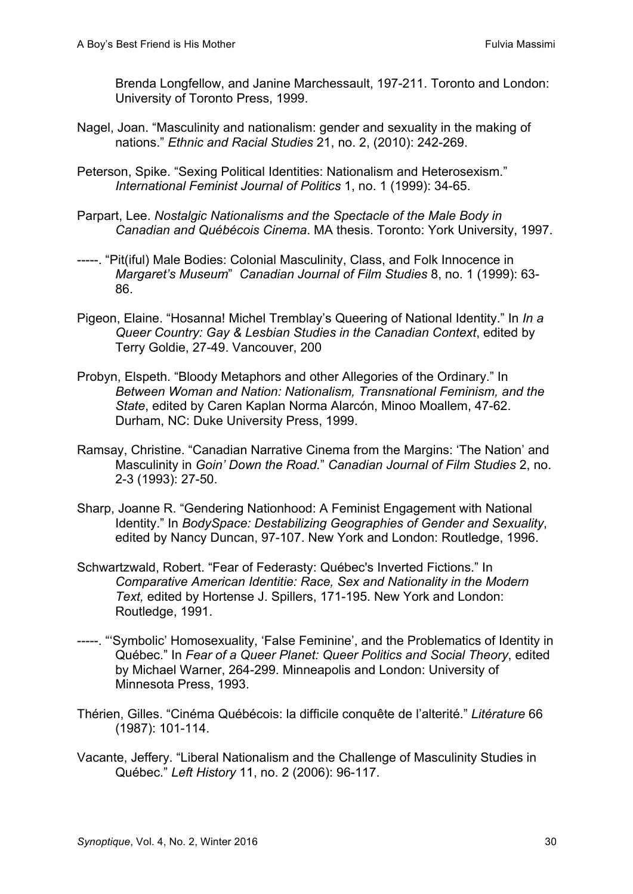Brenda Longfellow, and Janine Marchessault, 197-211. Toronto and London: University of Toronto Press, 1999.

Nagel, Joan. “Masculinity and nationalism: gender and sexuality in the making of nations.” *Ethnic and Racial Studies* 21, no. 2, (2010): 242-269.

Peterson, Spike. “Sexing Political Identities: Nationalism and Heterosexism.” *International Feminist Journal of Politics* 1, no. 1 (1999): 34-65.

Parpart, Lee. *Nostalgic Nationalisms and the Spectacle of the Male Body in Canadian and Québécois Cinema*. MA thesis. Toronto: York University, 1997.

-----. “Pit(iful) Male Bodies: Colonial Masculinity, Class, and Folk Innocence in *Margaret’s Museum*” *Canadian Journal of Film Studies* 8, no. 1 (1999): 63-86.

Pigeon, Elaine. “Hosanna! Michel Tremblay’s Queering of National Identity.” In *In a Queer Country: Gay & Lesbian Studies in the Canadian Context*, edited by Terry Goldie, 27-49. Vancouver, 200

Probyn, Elspeth. “Bloody Metaphors and other Allegories of the Ordinary.” In *Between Woman and Nation: Nationalism, Transnational Feminism, and the State*, edited by Caren Kaplan Norma Alarcón, Minoo Moallem, 47-62. Durham, NC: Duke University Press, 1999.

Ramsay, Christine. “Canadian Narrative Cinema from the Margins: ‘The Nation’ and Masculinity in *Goin’ Down the Road*.” *Canadian Journal of Film Studies* 2, no. 2-3 (1993): 27-50.

Sharp, Joanne R. “Gendering Nationhood: A Feminist Engagement with National Identity.” In *BodySpace: Destabilizing Geographies of Gender and Sexuality*, edited by Nancy Duncan, 97-107. New York and London: Routledge, 1996.

Schwartzwald, Robert. “Fear of Federasty: Québec's Inverted Fictions.” In *Comparative American Identitie: Race, Sex and Nationality in the Modern Text,* edited by Hortense J. Spillers, 171-195. New York and London: Routledge, 1991.

-----. “‘Symbolic’ Homosexuality, ‘False Feminine’, and the Problematics of Identity in Québec.” In *Fear of a Queer Planet: Queer Politics and Social Theory*, edited by Michael Warner, 264-299. Minneapolis and London: University of Minnesota Press, 1993.

Thérien, Gilles. “Cinéma Québécois: la difficile conquête de l’alterité.” *Litérature* 66 (1987): 101-114.

Vacante, Jeffery. “Liberal Nationalism and the Challenge of Masculinity Studies in Québec.” *Left History* 11, no. 2 (2006): 96-117.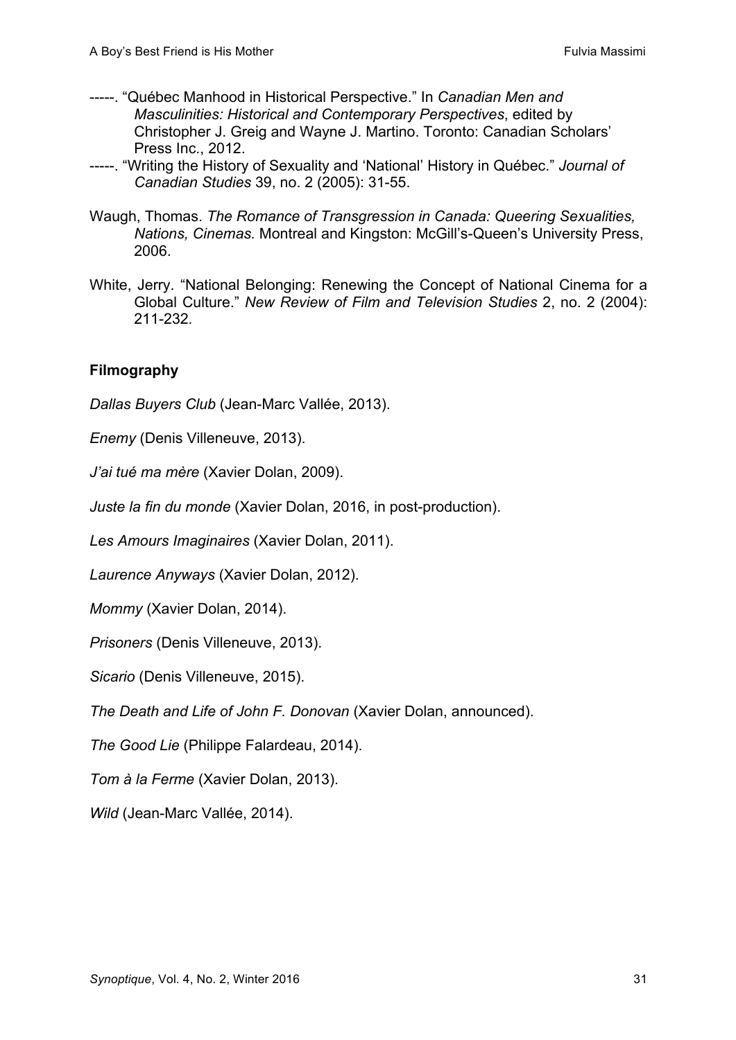-----. "Québec Manhood in Historical Perspective." In *Canadian Men and Masculinities: Historical and Contemporary Perspectives*, edited by Christopher J. Greig and Wayne J. Martino. Toronto: Canadian Scholars' Press Inc., 2012.

-----. "Writing the History of Sexuality and 'National' History in Québec." *Journal of Canadian Studies* 39, no. 2 (2005): 31-55.

Waugh, Thomas. *The Romance of Transgression in Canada: Queering Sexualities, Nations, Cinemas.* Montreal and Kingston: McGill's-Queen's University Press, 2006.

White, Jerry. "National Belonging: Renewing the Concept of National Cinema for a Global Culture." *New Review of Film and Television Studies* 2, no. 2 (2004): 211-232.

**Filmography**

*Dallas Buyers Club* (Jean-Marc Vallée, 2013).

*Enemy* (Denis Villeneuve, 2013).

*J'ai tué ma mère* (Xavier Dolan, 2009).

*Juste la fin du monde* (Xavier Dolan, 2016, in post-production).

*Les Amours Imaginaires* (Xavier Dolan, 2011).

*Laurence Anyways* (Xavier Dolan, 2012).

*Mommy* (Xavier Dolan, 2014).

*Prisoners* (Denis Villeneuve, 2013).

*Sicario* (Denis Villeneuve, 2015).

*The Death and Life of John F. Donovan* (Xavier Dolan, announced).

*The Good Lie* (Philippe Falardeau, 2014).

*Tom à la Ferme* (Xavier Dolan, 2013).

*Wild* (Jean-Marc Vallée, 2014).